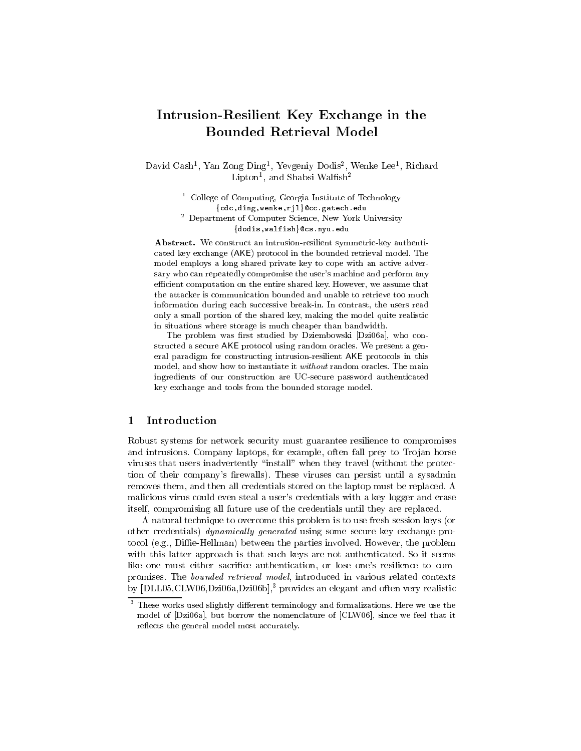# Intrusion-Resilient Key Exchange in the Bounded Retrieval Model

David Cash[1], Yan Zong Ding[1], Yevgeniy Dodis[2], Wenke Lee[1], Richard Lipton[1], and Shabsi Walfish[2]

[1] College of Computing, Georgia Institute of Technology
{cdc,ding,wenke,rjl}@cc.gatech.edu

[2] Department of Computer Science, New York University
{dodis,walfish}@cs.nyu.edu

**Abstract.** We construct an intrusion-resilient symmetric-key authenticated key exchange (AKE) protocol in the bounded retrieval model. The model employs a long shared private key to cope with an active adversary who can repeatedly compromise the user's machine and perform any efficient computation on the entire shared key. However, we assume that the attacker is communication bounded and unable to retrieve too much information during each successive break-in. In contrast, the users read only a small portion of the shared key, making the model quite realistic in situations where storage is much cheaper than bandwidth.

The problem was first studied by Dziembowski [Dzi06a], who constructed a secure AKE protocol using random oracles. We present a general paradigm for constructing intrusion-resilient AKE protocols in this model, and show how to instantiate it *without* random oracles. The main ingredients of our construction are UC-secure password authenticated key exchange and tools from the bounded storage model.

## 1 Introduction

Robust systems for network security must guarantee resilience to compromises and intrusions. Company laptops, for example, often fall prey to Trojan horse viruses that users inadvertently "install" when they travel (without the protection of their company's firewalls). These viruses can persist until a sysadmin removes them, and then all credentials stored on the laptop must be replaced. A malicious virus could even steal a user's credentials with a key logger and erase itself, compromising all future use of the credentials until they are replaced.

A natural technique to overcome this problem is to use fresh session keys (or other credentials) *dynamically generated* using some secure key exchange protocol (e.g., Diffie-Hellman) between the parties involved. However, the problem with this latter approach is that such keys are not authenticated. So it seems like one must either sacrifice authentication, or lose one's resilience to compromises. The *bounded retrieval model*, introduced in various related contexts by [DLL05,CLW06,Dzi06a,Dzi06b],[3] provides an elegant and often very realistic

[3] These works used slightly different terminology and formalizations. Here we use the model of [Dzi06a], but borrow the nomenclature of [CLW06], since we feel that it reflects the general model most accurately.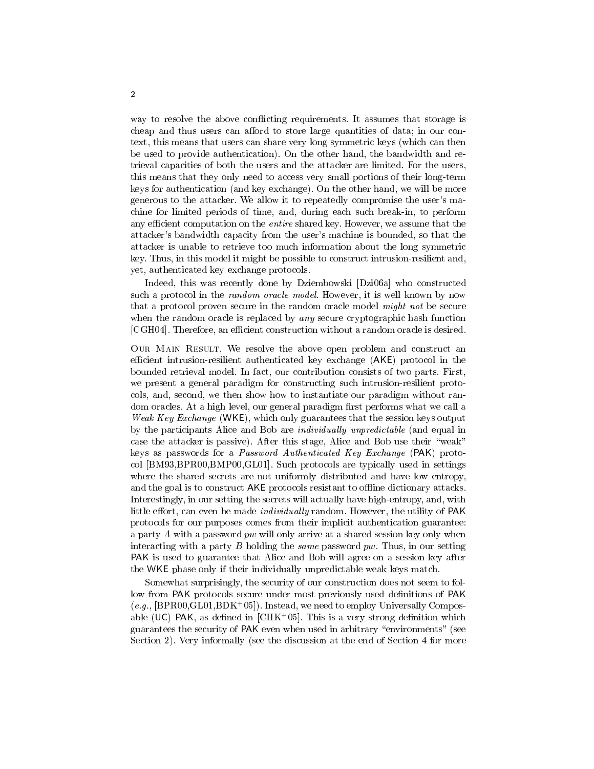way to resolve the above conflicting requirements. It assumes that storage is cheap and thus users can afford to store large quantities of data; in our context, this means that users can share very long symmetric keys (which can then be used to provide authentication). On the other hand, the bandwidth and retrieval capacities of both the users and the attacker are limited. For the users, this means that they only need to access very small portions of their long-term keys for authentication (and key exchange). On the other hand, we will be more generous to the attacker. We allow it to repeatedly compromise the user's machine for limited periods of time, and, during each such break-in, to perform any efficient computation on the *entire* shared key. However, we assume that the attacker's bandwidth capacity from the user's machine is bounded, so that the attacker is unable to retrieve too much information about the long symmetric key. Thus, in this model it might be possible to construct intrusion-resilient and, yet, authenticated key exchange protocols.

Indeed, this was recently done by Dziembowski [Dzi06a] who constructed such a protocol in the *random oracle model*. However, it is well known by now that a protocol proven secure in the random oracle model *might not* be secure when the random oracle is replaced by *any* secure cryptographic hash function [CGH04]. Therefore, an efficient construction without a random oracle is desired.

Our Main Result. We resolve the above open problem and construct an efficient intrusion-resilient authenticated key exchange (AKE) protocol in the bounded retrieval model. In fact, our contribution consists of two parts. First, we present a general paradigm for constructing such intrusion-resilient protocols, and, second, we then show how to instantiate our paradigm without random oracles. At a high level, our general paradigm first performs what we call a *Weak Key Exchange* (WKE), which only guarantees that the session keys output by the participants Alice and Bob are *individually unpredictable* (and equal in case the attacker is passive). After this stage, Alice and Bob use their "weak" keys as passwords for a *Password Authenticated Key Exchange* (PAK) protocol [BM93,BPR00,BMP00,GL01]. Such protocols are typically used in settings where the shared secrets are not uniformly distributed and have low entropy, and the goal is to construct AKE protocols resistant to offline dictionary attacks. Interestingly, in our setting the secrets will actually have high-entropy, and, with little effort, can even be made *individually* random. However, the utility of PAK protocols for our purposes comes from their implicit authentication guarantee: a party $A$ with a password $pw$ will only arrive at a shared session key only when interacting with a party $B$ holding the *same* password $pw$. Thus, in our setting PAK is used to guarantee that Alice and Bob will agree on a session key after the WKE phase only if their individually unpredictable weak keys match.

Somewhat surprisingly, the security of our construction does not seem to follow from PAK protocols secure under most previously used definitions of PAK (*e.g.*, [BPR00,GL01,BDK+05]). Instead, we need to employ Universally Composable (UC) PAK, as defined in [CHK+05]. This is a very strong definition which guarantees the security of PAK even when used in arbitrary "environments" (see Section 2). Very informally (see the discussion at the end of Section 4 for more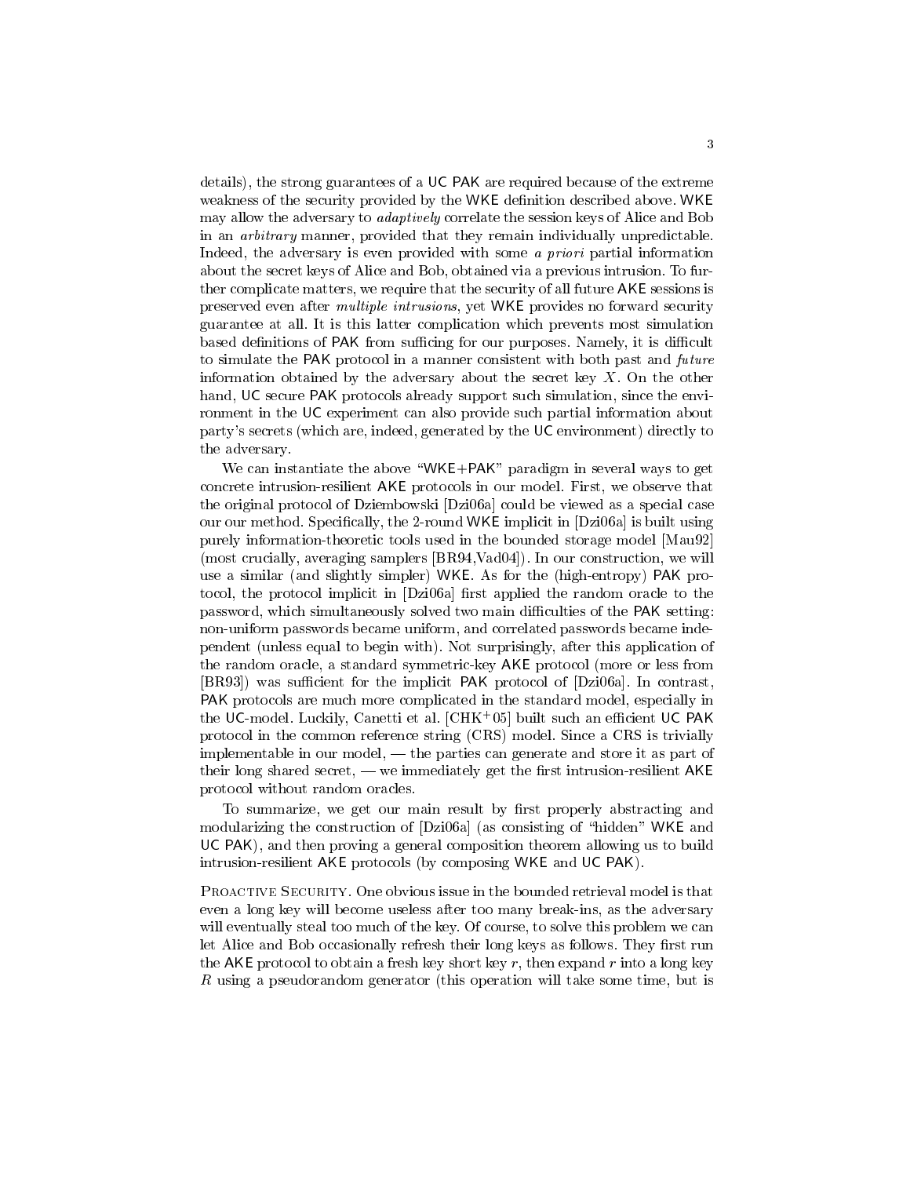details), the strong guarantees of a UC PAK are required because of the extreme weakness of the security provided by the WKE definition described above. WKE may allow the adversary to *adaptively* correlate the session keys of Alice and Bob in an *arbitrary* manner, provided that they remain individually unpredictable. Indeed, the adversary is even provided with some *a priori* partial information about the secret keys of Alice and Bob, obtained via a previous intrusion. To further complicate matters, we require that the security of all future AKE sessions is preserved even after *multiple intrusions*, yet WKE provides no forward security guarantee at all. It is this latter complication which prevents most simulation based definitions of PAK from sufficing for our purposes. Namely, it is difficult to simulate the PAK protocol in a manner consistent with both past and *future* information obtained by the adversary about the secret key $X$. On the other hand, UC secure PAK protocols already support such simulation, since the environment in the UC experiment can also provide such partial information about party's secrets (which are, indeed, generated by the UC environment) directly to the adversary.

We can instantiate the above "WKE+PAK" paradigm in several ways to get concrete intrusion-resilient AKE protocols in our model. First, we observe that the original protocol of Dziembowski [Dzi06a] could be viewed as a special case our our method. Specifically, the 2-round WKE implicit in [Dzi06a] is built using purely information-theoretic tools used in the bounded storage model [Mau92] (most crucially, averaging samplers [BR94,Vad04]). In our construction, we will use a similar (and slightly simpler) WKE. As for the (high-entropy) PAK protocol, the protocol implicit in [Dzi06a] first applied the random oracle to the password, which simultaneously solved two main difficulties of the PAK setting: non-uniform passwords became uniform, and correlated passwords became independent (unless equal to begin with). Not surprisingly, after this application of the random oracle, a standard symmetric-key AKE protocol (more or less from [BR93]) was sufficient for the implicit PAK protocol of [Dzi06a]. In contrast, PAK protocols are much more complicated in the standard model, especially in the UC-model. Luckily, Canetti et al. [CHK+05] built such an efficient UC PAK protocol in the common reference string (CRS) model. Since a CRS is trivially implementable in our model, — the parties can generate and store it as part of their long shared secret, — we immediately get the first intrusion-resilient AKE protocol without random oracles.

To summarize, we get our main result by first properly abstracting and modularizing the construction of [Dzi06a] (as consisting of "hidden" WKE and UC PAK), and then proving a general composition theorem allowing us to build intrusion-resilient AKE protocols (by composing WKE and UC PAK).

Proactive Security. One obvious issue in the bounded retrieval model is that even a long key will become useless after too many break-ins, as the adversary will eventually steal too much of the key. Of course, to solve this problem we can let Alice and Bob occasionally refresh their long keys as follows. They first run the AKE protocol to obtain a fresh key short key $r$, then expand $r$ into a long key $R$ using a pseudorandom generator (this operation will take some time, but is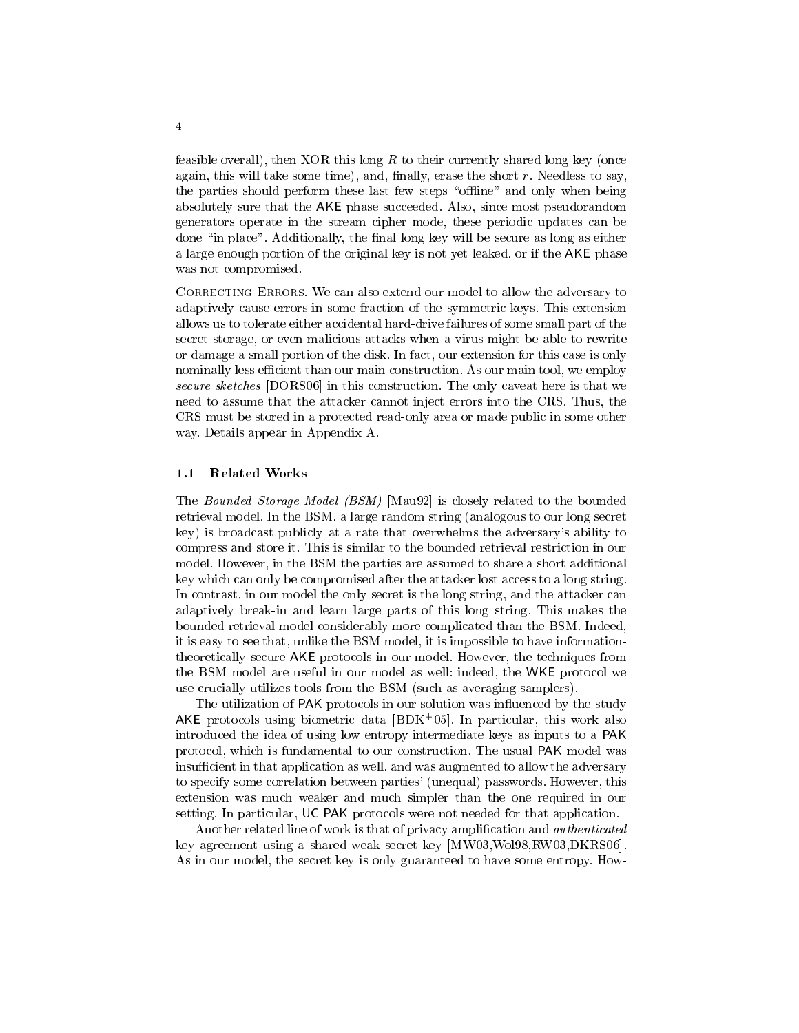feasible overall), then XOR this long $R$ to their currently shared long key (once again, this will take some time), and, finally, erase the short $r$. Needless to say, the parties should perform these last few steps "offline" and only when being absolutely sure that the AKE phase succeeded. Also, since most pseudorandom generators operate in the stream cipher mode, these periodic updates can be done "in place". Additionally, the final long key will be secure as long as either a large enough portion of the original key is not yet leaked, or if the AKE phase was not compromised.

Correcting Errors. We can also extend our model to allow the adversary to adaptively cause errors in some fraction of the symmetric keys. This extension allows us to tolerate either accidental hard-drive failures of some small part of the secret storage, or even malicious attacks when a virus might be able to rewrite or damage a small portion of the disk. In fact, our extension for this case is only nominally less efficient than our main construction. As our main tool, we employ *secure sketches* [DORS06] in this construction. The only caveat here is that we need to assume that the attacker cannot inject errors into the CRS. Thus, the CRS must be stored in a protected read-only area or made public in some other way. Details appear in Appendix A.

### 1.1 Related Works

The *Bounded Storage Model (BSM)* [Mau92] is closely related to the bounded retrieval model. In the BSM, a large random string (analogous to our long secret key) is broadcast publicly at a rate that overwhelms the adversary's ability to compress and store it. This is similar to the bounded retrieval restriction in our model. However, in the BSM the parties are assumed to share a short additional key which can only be compromised after the attacker lost access to a long string. In contrast, in our model the only secret is the long string, and the attacker can adaptively break-in and learn large parts of this long string. This makes the bounded retrieval model considerably more complicated than the BSM. Indeed, it is easy to see that, unlike the BSM model, it is impossible to have information-theoretically secure AKE protocols in our model. However, the techniques from the BSM model are useful in our model as well: indeed, the WKE protocol we use crucially utilizes tools from the BSM (such as averaging samplers).

The utilization of PAK protocols in our solution was influenced by the study AKE protocols using biometric data [BDK+05]. In particular, this work also introduced the idea of using low entropy intermediate keys as inputs to a PAK protocol, which is fundamental to our construction. The usual PAK model was insufficient in that application as well, and was augmented to allow the adversary to specify some correlation between parties' (unequal) passwords. However, this extension was much weaker and much simpler than the one required in our setting. In particular, UC PAK protocols were not needed for that application.

Another related line of work is that of privacy amplification and *authenticated* key agreement using a shared weak secret key [MW03,Wol98,RW03,DKRS06]. As in our model, the secret key is only guaranteed to have some entropy. How-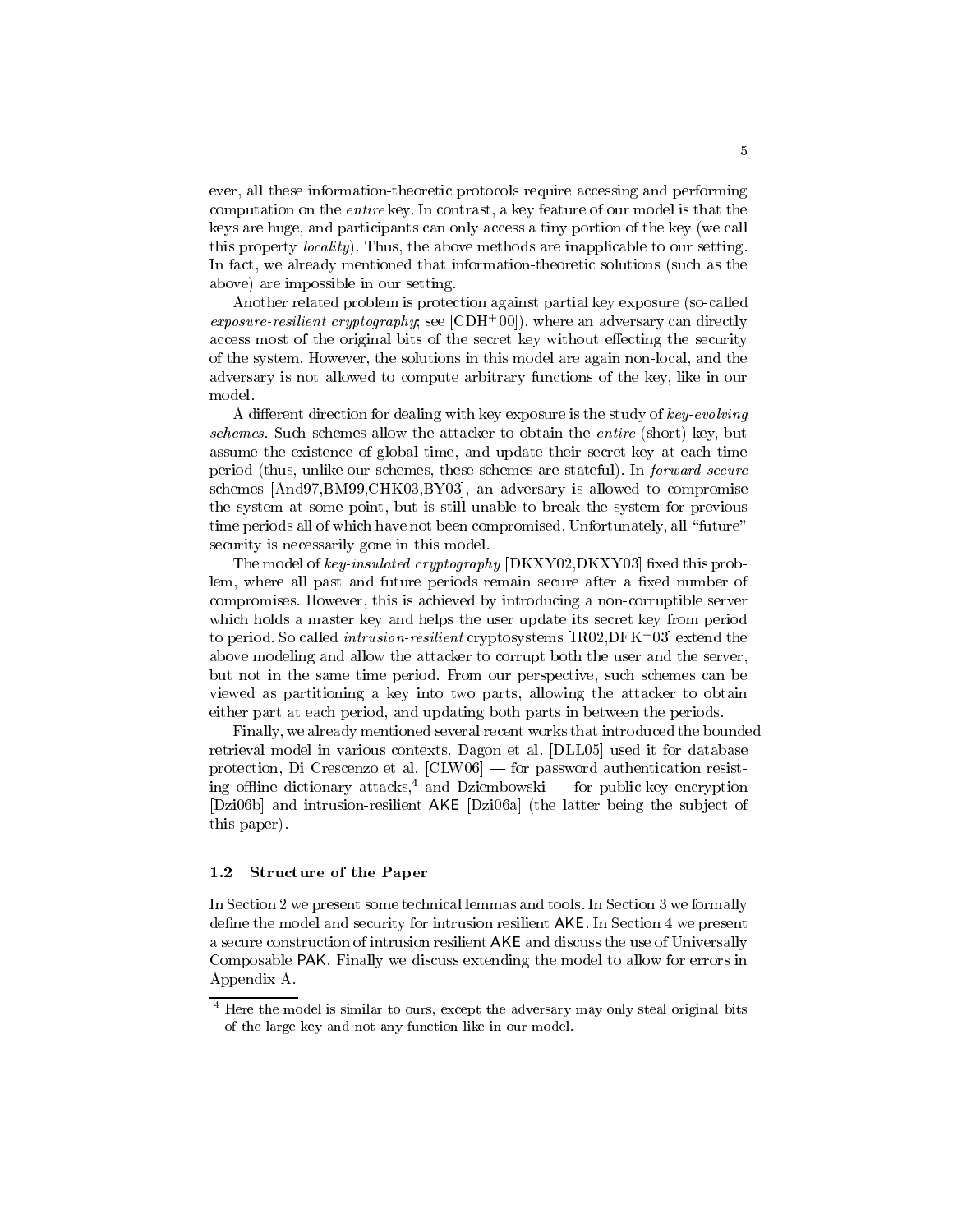ever, all these information-theoretic protocols require accessing and performing computation on the *entire* key. In contrast, a key feature of our model is that the keys are huge, and participants can only access a tiny portion of the key (we call this property *locality*). Thus, the above methods are inapplicable to our setting. In fact, we already mentioned that information-theoretic solutions (such as the above) are impossible in our setting.

Another related problem is protection against partial key exposure (so-called *exposure-resilient cryptography*; see [CDH+00]), where an adversary can directly access most of the original bits of the secret key without effecting the security of the system. However, the solutions in this model are again non-local, and the adversary is not allowed to compute arbitrary functions of the key, like in our model.

A different direction for dealing with key exposure is the study of *key-evolving schemes*. Such schemes allow the attacker to obtain the *entire* (short) key, but assume the existence of global time, and update their secret key at each time period (thus, unlike our schemes, these schemes are stateful). In *forward secure* schemes [And97,BM99,CHK03,BY03], an adversary is allowed to compromise the system at some point, but is still unable to break the system for previous time periods all of which have not been compromised. Unfortunately, all "future" security is necessarily gone in this model.

The model of *key-insulated cryptography* [DKXY02,DKXY03] fixed this problem, where all past and future periods remain secure after a fixed number of compromises. However, this is achieved by introducing a non-corruptible server which holds a master key and helps the user update its secret key from period to period. So called *intrusion-resilient* cryptosystems [IR02,DFK+03] extend the above modeling and allow the attacker to corrupt both the user and the server, but not in the same time period. From our perspective, such schemes can be viewed as partitioning a key into two parts, allowing the attacker to obtain either part at each period, and updating both parts in between the periods.

Finally, we already mentioned several recent works that introduced the bounded retrieval model in various contexts. Dagon et al. [DLL05] used it for database protection, Di Crescenzo et al. [CLW06] — for password authentication resisting offline dictionary attacks,[4] and Dziembowski — for public-key encryption [Dzi06b] and intrusion-resilient AKE [Dzi06a] (the latter being the subject of this paper).

### 1.2 Structure of the Paper

In Section 2 we present some technical lemmas and tools. In Section 3 we formally define the model and security for intrusion resilient AKE. In Section 4 we present a secure construction of intrusion resilient AKE and discuss the use of Universally Composable PAK. Finally we discuss extending the model to allow for errors in Appendix A.

[4] Here the model is similar to ours, except the adversary may only steal original bits of the large key and not any function like in our model.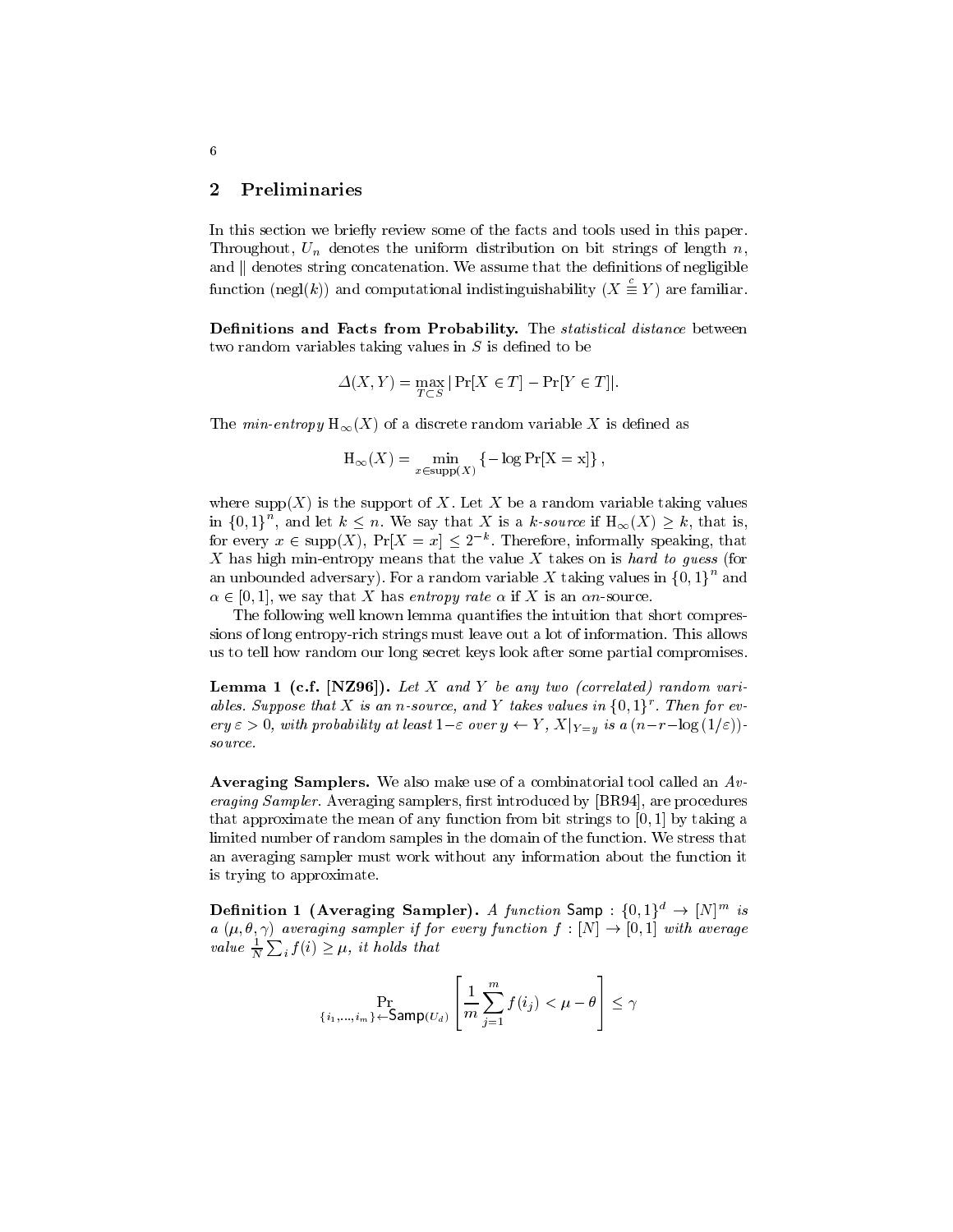## 2 Preliminaries

In this section we briefly review some of the facts and tools used in this paper. Throughout, $U_n$ denotes the uniform distribution on bit strings of length $n$, and $\|$ denotes string concatenation. We assume that the definitions of negligible function ($\text{negl}(k)$) and computational indistinguishability ($X \stackrel{c}{\equiv} Y$) are familiar.

**Definitions and Facts from Probability.** The *statistical distance* between two random variables taking values in $S$ is defined to be

$$\Delta(X, Y) = \max_{T \subset S} |\Pr[X \in T] - \Pr[Y \in T]|.$$

The *min-entropy* $\mathrm{H}_\infty(X)$ of a discrete random variable $X$ is defined as

$$\mathrm{H}_\infty(X) = \min_{x \in \text{supp}(X)} \{-\log \Pr[\mathrm{X} = \mathrm{x}]\},$$

where $\text{supp}(X)$ is the support of $X$. Let $X$ be a random variable taking values in $\{0,1\}^n$, and let $k \leq n$. We say that $X$ is a $k$-*source* if $\mathrm{H}_\infty(X) \geq k$, that is, for every $x \in \text{supp}(X)$, $\Pr[X = x] \leq 2^{-k}$. Therefore, informally speaking, that $X$ has high min-entropy means that the value $X$ takes on is *hard to guess* (for an unbounded adversary). For a random variable $X$ taking values in $\{0,1\}^n$ and $\alpha \in [0,1]$, we say that $X$ has *entropy rate* $\alpha$ if $X$ is an $\alpha n$-source.

The following well known lemma quantifies the intuition that short compressions of long entropy-rich strings must leave out a lot of information. This allows us to tell how random our long secret keys look after some partial compromises.

**Lemma 1 (c.f. [NZ96]).** *Let $X$ and $Y$ be any two (correlated) random variables. Suppose that $X$ is an $n$-source, and $Y$ takes values in $\{0,1\}^r$. Then for every $\varepsilon > 0$, with probability at least $1-\varepsilon$ over $y \leftarrow Y$, $X|_{Y=y}$ is a $(n-r-\log(1/\varepsilon))$-source.*

**Averaging Samplers.** We also make use of a combinatorial tool called an *Averaging Sampler*. Averaging samplers, first introduced by [BR94], are procedures that approximate the mean of any function from bit strings to $[0,1]$ by taking a limited number of random samples in the domain of the function. We stress that an averaging sampler must work without any information about the function it is trying to approximate.

**Definition 1 (Averaging Sampler).** *A function $\mathsf{Samp} : \{0,1\}^d \to [N]^m$ is a $(\mu, \theta, \gamma)$ averaging sampler if for every function $f : [N] \to [0,1]$ with average value $\frac{1}{N}\sum_i f(i) \geq \mu$, it holds that*

$$\Pr_{\{i_1,\ldots,i_m\} \leftarrow \mathsf{Samp}(U_d)} \left[ \frac{1}{m} \sum_{j=1}^{m} f(i_j) < \mu - \theta \right] \leq \gamma$$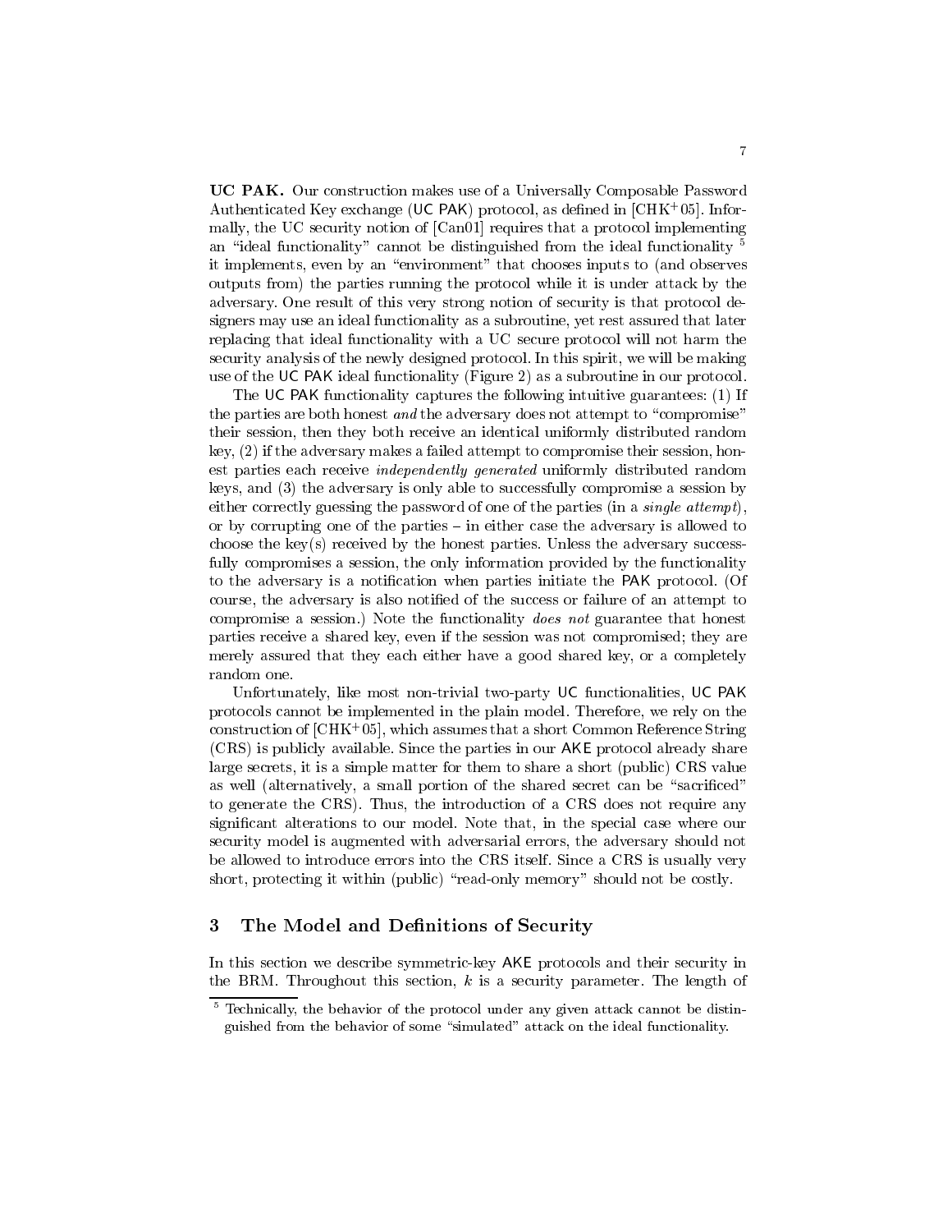**UC PAK.** Our construction makes use of a Universally Composable Password Authenticated Key exchange (UC PAK) protocol, as defined in [CHK+05]. Informally, the UC security notion of [Can01] requires that a protocol implementing an "ideal functionality" cannot be distinguished from the ideal functionality [5] it implements, even by an "environment" that chooses inputs to (and observes outputs from) the parties running the protocol while it is under attack by the adversary. One result of this very strong notion of security is that protocol designers may use an ideal functionality as a subroutine, yet rest assured that later replacing that ideal functionality with a UC secure protocol will not harm the security analysis of the newly designed protocol. In this spirit, we will be making use of the UC PAK ideal functionality (Figure 2) as a subroutine in our protocol.

The UC PAK functionality captures the following intuitive guarantees: (1) If the parties are both honest *and* the adversary does not attempt to "compromise" their session, then they both receive an identical uniformly distributed random key, (2) if the adversary makes a failed attempt to compromise their session, honest parties each receive *independently generated* uniformly distributed random keys, and (3) the adversary is only able to successfully compromise a session by either correctly guessing the password of one of the parties (in a *single attempt*), or by corrupting one of the parties – in either case the adversary is allowed to choose the key(s) received by the honest parties. Unless the adversary successfully compromises a session, the only information provided by the functionality to the adversary is a notification when parties initiate the PAK protocol. (Of course, the adversary is also notified of the success or failure of an attempt to compromise a session.) Note the functionality *does not* guarantee that honest parties receive a shared key, even if the session was not compromised; they are merely assured that they each either have a good shared key, or a completely random one.

Unfortunately, like most non-trivial two-party UC functionalities, UC PAK protocols cannot be implemented in the plain model. Therefore, we rely on the construction of [CHK+05], which assumes that a short Common Reference String (CRS) is publicly available. Since the parties in our AKE protocol already share large secrets, it is a simple matter for them to share a short (public) CRS value as well (alternatively, a small portion of the shared secret can be "sacrificed" to generate the CRS). Thus, the introduction of a CRS does not require any significant alterations to our model. Note that, in the special case where our security model is augmented with adversarial errors, the adversary should not be allowed to introduce errors into the CRS itself. Since a CRS is usually very short, protecting it within (public) "read-only memory" should not be costly.

## 3 The Model and Definitions of Security

In this section we describe symmetric-key AKE protocols and their security in the BRM. Throughout this section, $k$ is a security parameter. The length of

[5] Technically, the behavior of the protocol under any given attack cannot be distinguished from the behavior of some "simulated" attack on the ideal functionality.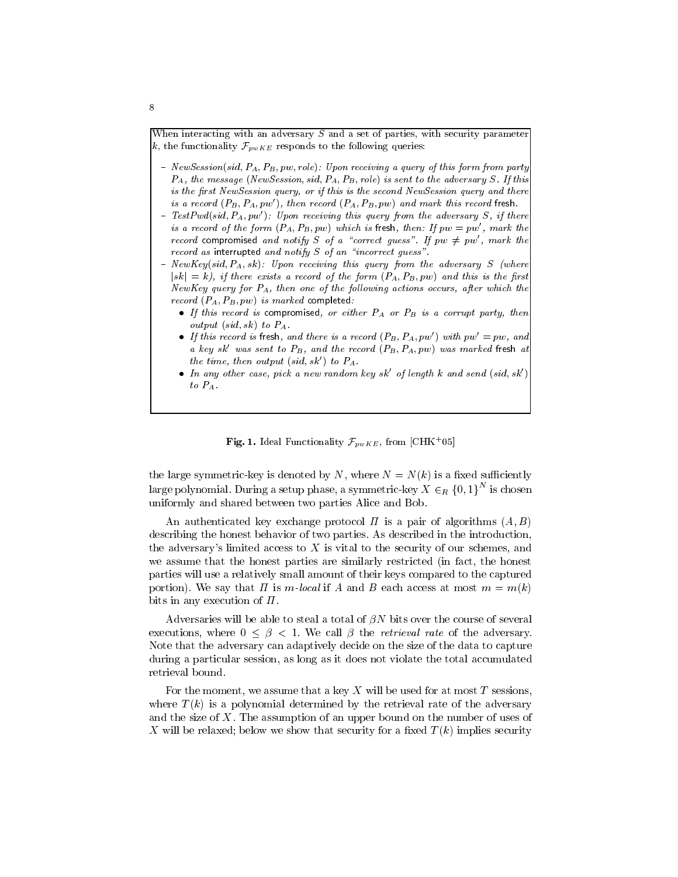When interacting with an adversary $S$ and a set of parties, with security parameter $k$, the functionality $\mathcal{F}_{pwKE}$ responds to the following queries:

- *NewSession*($sid, P_A, P_B, pw, role$): *Upon receiving a query of this form from party* $P_A$*, the message* (*NewSession*, $sid, P_A, P_B, role$) *is sent to the adversary* $S$*. If this is the first NewSession query, or if this is the second NewSession query and there is a record* $(P_B, P_A, pw')$*, then record* $(P_A, P_B, pw)$ *and mark this record* fresh.
- *TestPwd*($sid, P_A, pw'$): *Upon receiving this query from the adversary* $S$*, if there is a record of the form* $(P_A, P_B, pw)$ *which is* fresh*, then: If* $pw = pw'$*, mark the record* compromised *and notify* $S$ *of a "correct guess". If* $pw \neq pw'$*, mark the record as* interrupted *and notify* $S$ *of an "incorrect guess".*
- *NewKey*($sid, P_A, sk$): *Upon receiving this query from the adversary* $S$ *(where* $|sk| = k$*), if there exists a record of the form* $(P_A, P_B, pw)$ *and this is the first NewKey query for* $P_A$*, then one of the following actions occurs, after which the record* $(P_A, P_B, pw)$ *is marked* completed*:*
  - *If this record is* compromised*, or either* $P_A$ *or* $P_B$ *is a corrupt party, then output* $(sid, sk)$ *to* $P_A$*.*
  - *If this record is* fresh*, and there is a record* $(P_B, P_A, pw')$ *with* $pw' = pw$*, and a key* $sk'$ *was sent to* $P_B$*, and the record* $(P_B, P_A, pw)$ *was marked* fresh *at the time, then output* $(sid, sk')$ *to* $P_A$*.*
  - *In any other case, pick a new random key* $sk'$ *of length* $k$ *and send* $(sid, sk')$ *to* $P_A$*.*

**Fig. 1.** Ideal Functionality $\mathcal{F}_{pwKE}$, from [CHK[+]05]

the large symmetric-key is denoted by $N$, where $N = N(k)$ is a fixed sufficiently large polynomial. During a setup phase, a symmetric-key $X \in_R \{0,1\}^N$ is chosen uniformly and shared between two parties Alice and Bob.

An authenticated key exchange protocol $\Pi$ is a pair of algorithms $(A, B)$ describing the honest behavior of two parties. As described in the introduction, the adversary's limited access to $X$ is vital to the security of our schemes, and we assume that the honest parties are similarly restricted (in fact, the honest parties will use a relatively small amount of their keys compared to the captured portion). We say that $\Pi$ is *m-local* if $A$ and $B$ each access at most $m = m(k)$ bits in any execution of $\Pi$.

Adversaries will be able to steal a total of $\beta N$ bits over the course of several executions, where $0 \leq \beta < 1$. We call $\beta$ the *retrieval rate* of the adversary. Note that the adversary can adaptively decide on the size of the data to capture during a particular session, as long as it does not violate the total accumulated retrieval bound.

For the moment, we assume that a key $X$ will be used for at most $T$ sessions, where $T(k)$ is a polynomial determined by the retrieval rate of the adversary and the size of $X$. The assumption of an upper bound on the number of uses of $X$ will be relaxed; below we show that security for a fixed $T(k)$ implies security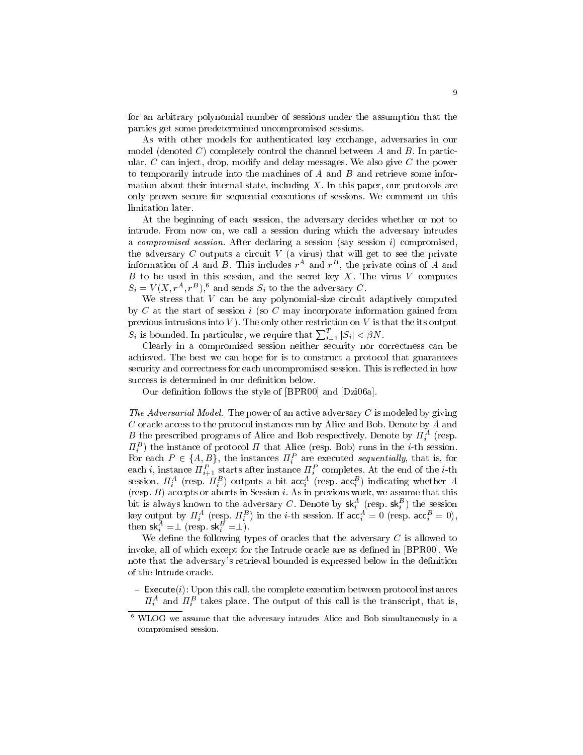for an arbitrary polynomial number of sessions under the assumption that the parties get some predetermined uncompromised sessions.

As with other models for authenticated key exchange, adversaries in our model (denoted $C$) completely control the channel between $A$ and $B$. In particular, $C$ can inject, drop, modify and delay messages. We also give $C$ the power to temporarily intrude into the machines of $A$ and $B$ and retrieve some information about their internal state, including $X$. In this paper, our protocols are only proven secure for sequential executions of sessions. We comment on this limitation later.

At the beginning of each session, the adversary decides whether or not to intrude. From now on, we call a session during which the adversary intrudes a *compromised session*. After declaring a session (say session $i$) compromised, the adversary $C$ outputs a circuit $V$ (a virus) that will get to see the private information of $A$ and $B$. This includes $r^A$ and $r^B$, the private coins of $A$ and $B$ to be used in this session, and the secret key $X$. The virus $V$ computes $S_i = V(X, r^A, r^B)$,[6] and sends $S_i$ to the the adversary $C$.

We stress that $V$ can be any polynomial-size circuit adaptively computed by $C$ at the start of session $i$ (so $C$ may incorporate information gained from previous intrusions into $V$). The only other restriction on $V$ is that the its output $S_i$ is bounded. In particular, we require that $\sum_{i=1}^{T} |S_i| < \beta N$.

Clearly in a compromised session neither security nor correctness can be achieved. The best we can hope for is to construct a protocol that guarantees security and correctness for each uncompromised session. This is reflected in how success is determined in our definition below.

Our definition follows the style of [BPR00] and [Dzi06a].

*The Adversarial Model.* The power of an active adversary $C$ is modeled by giving $C$ oracle access to the protocol instances run by Alice and Bob. Denote by $A$ and $B$ the prescribed programs of Alice and Bob respectively. Denote by $\Pi_i^A$ (resp. $\Pi_i^B$) the instance of protocol $\Pi$ that Alice (resp. Bob) runs in the $i$-th session. For each $P \in \{A, B\}$, the instances $\Pi_i^P$ are executed *sequentially*, that is, for each $i$, instance $\Pi_{i+1}^P$ starts after instance $\Pi_i^P$ completes. At the end of the $i$-th session, $\Pi_i^A$ (resp. $\Pi_i^B$) outputs a bit $\mathsf{acc}_i^A$ (resp. $\mathsf{acc}_i^B$) indicating whether $A$ (resp. $B$) accepts or aborts in Session $i$. As in previous work, we assume that this bit is always known to the adversary $C$. Denote by $\mathsf{sk}_i^A$ (resp. $\mathsf{sk}_i^B$) the session key output by $\Pi_i^A$ (resp. $\Pi_i^B$) in the $i$-th session. If $\mathsf{acc}_i^A = 0$ (resp. $\mathsf{acc}_i^B = 0$), then $\mathsf{sk}_i^A = \perp$ (resp. $\mathsf{sk}_i^B = \perp$).

We define the following types of oracles that the adversary $C$ is allowed to invoke, all of which except for the Intrude oracle are as defined in [BPR00]. We note that the adversary's retrieval bounded is expressed below in the definition of the $\mathsf{Intrude}$ oracle.

– $\mathsf{Execute}(i)$: Upon this call, the complete execution between protocol instances $\Pi_i^A$ and $\Pi_i^B$ takes place. The output of this call is the transcript, that is,

[6] WLOG we assume that the adversary intrudes Alice and Bob simultaneously in a compromised session.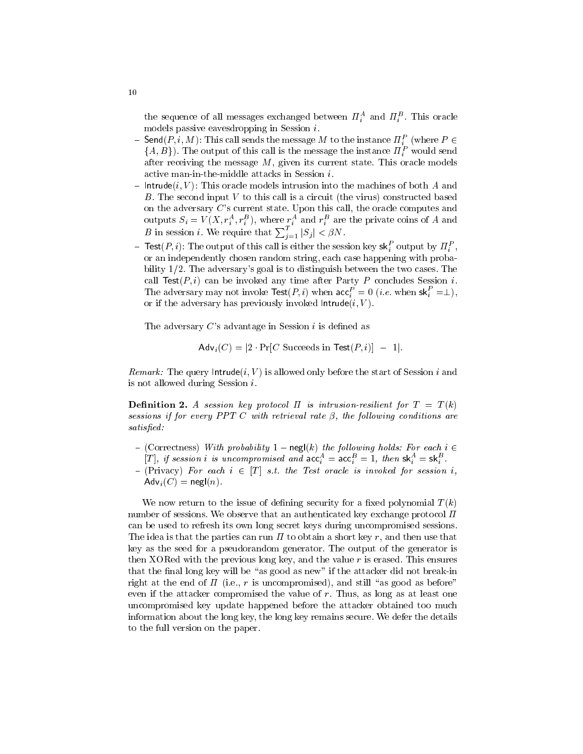the sequence of all messages exchanged between $\Pi_i^A$ and $\Pi_i^B$. This oracle models passive eavesdropping in Session $i$.

- $\mathsf{Send}(P, i, M)$: This call sends the message $M$ to the instance $\Pi_i^P$ (where $P \in \{A, B\}$). The output of this call is the message the instance $\Pi_i^P$ would send after receiving the message $M$, given its current state. This oracle models active man-in-the-middle attacks in Session $i$.
- $\mathsf{Intrude}(i, V)$: This oracle models intrusion into the machines of both $A$ and $B$. The second input $V$ to this call is a circuit (the virus) constructed based on the adversary $C$'s current state. Upon this call, the oracle computes and outputs $S_i = V(X, r_i^A, r_i^B)$, where $r_i^A$ and $r_i^B$ are the private coins of $A$ and $B$ in session $i$. We require that $\sum_{j=1}^{T} |S_j| < \beta N$.
- $\mathsf{Test}(P, i)$: The output of this call is either the session key $\mathsf{sk}_i^P$ output by $\Pi_i^P$, or an independently chosen random string, each case happening with probability 1/2. The adversary's goal is to distinguish between the two cases. The call $\mathsf{Test}(P, i)$ can be invoked any time after Party $P$ concludes Session $i$. The adversary may not invoke $\mathsf{Test}(P, i)$ when $\mathsf{acc}_i^P = 0$ (*i.e.* when $\mathsf{sk}_i^P = \perp$), or if the adversary has previously invoked $\mathsf{Intrude}(i, V)$.

The adversary $C$'s advantage in Session $i$ is defined as

$$\mathsf{Adv}_i(C) = |2 \cdot \Pr[C \text{ Succeeds in } \mathsf{Test}(P, i)] \; - \; 1|.$$

*Remark:* The query $\mathsf{Intrude}(i, V)$ is allowed only before the start of Session $i$ and is not allowed during Session $i$.

**Definition 2.** *A session key protocol $\Pi$ is intrusion-resilient for $T = T(k)$ sessions if for every PPT $C$ with retrieval rate $\beta$, the following conditions are satisfied:*

- (Correctness) *With probability $1 - \mathsf{negl}(k)$ the following holds: For each $i \in [T]$, if session $i$ is uncompromised and $\mathsf{acc}_i^A = \mathsf{acc}_i^B = 1$, then $\mathsf{sk}_i^A = \mathsf{sk}_i^B$.*
- (Privacy) *For each $i \in [T]$ s.t. the Test oracle is invoked for session $i$, $\mathsf{Adv}_i(C) = \mathsf{negl}(n)$.*

We now return to the issue of defining security for a fixed polynomial $T(k)$ number of sessions. We observe that an authenticated key exchange protocol $\Pi$ can be used to refresh its own long secret keys during uncompromised sessions. The idea is that the parties can run $\Pi$ to obtain a short key $r$, and then use that key as the seed for a pseudorandom generator. The output of the generator is then XORed with the previous long key, and the value $r$ is erased. This ensures that the final long key will be "as good as new" if the attacker did not break-in right at the end of $\Pi$ (i.e., $r$ is uncompromised), and still "as good as before" even if the attacker compromised the value of $r$. Thus, as long as at least one uncompromised key update happened before the attacker obtained too much information about the long key, the long key remains secure. We defer the details to the full version on the paper.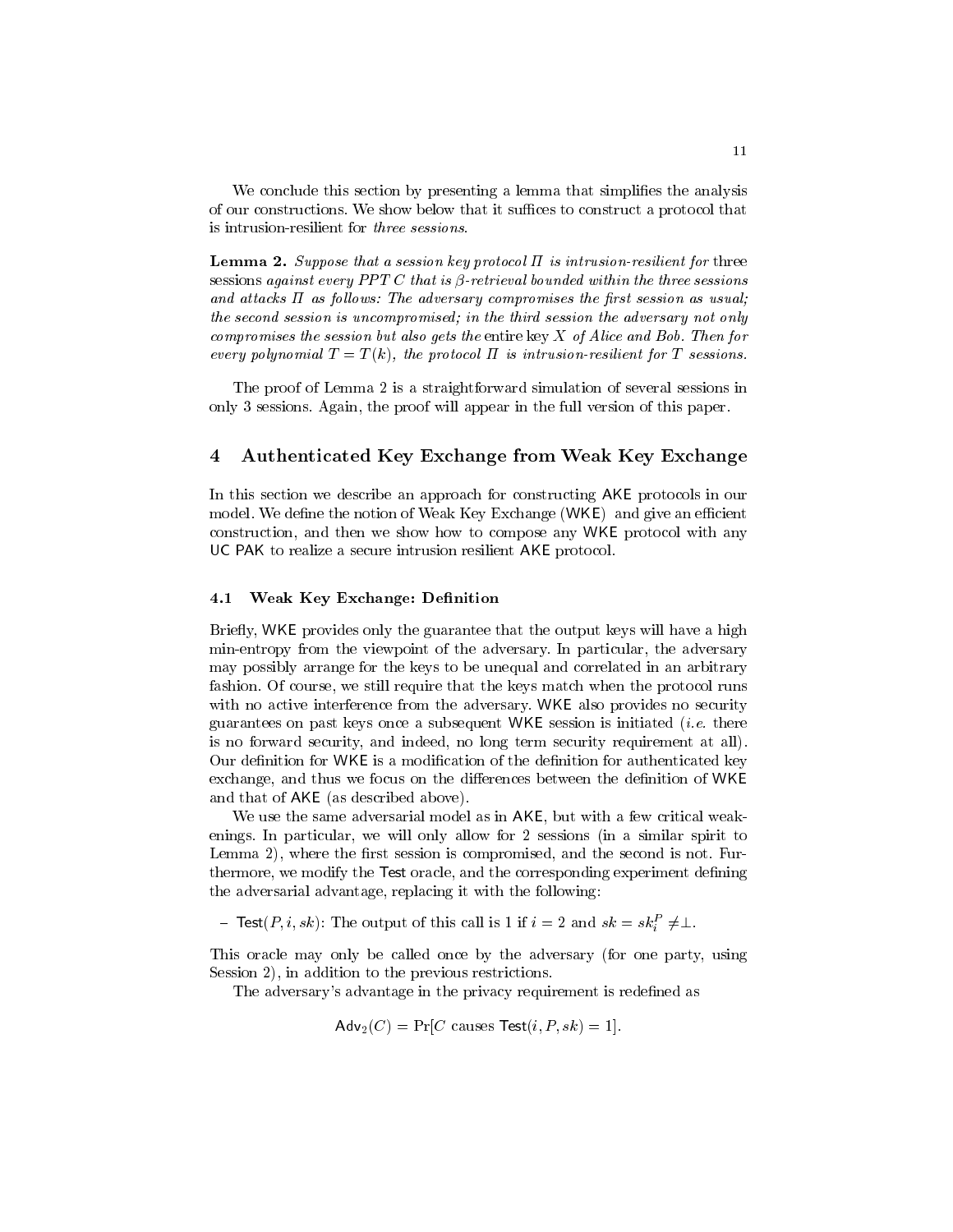We conclude this section by presenting a lemma that simplifies the analysis of our constructions. We show below that it suffices to construct a protocol that is intrusion-resilient for *three sessions*.

**Lemma 2.** *Suppose that a session key protocol $\Pi$ is intrusion-resilient for* three sessions *against every PPT $C$ that is $\beta$-retrieval bounded within the three sessions and attacks $\Pi$ as follows: The adversary compromises the first session as usual; the second session is uncompromised; in the third session the adversary not only compromises the session but also gets the* entire key *$X$ of Alice and Bob. Then for every polynomial $T = T(k)$, the protocol $\Pi$ is intrusion-resilient for $T$ sessions.*

The proof of Lemma 2 is a straightforward simulation of several sessions in only 3 sessions. Again, the proof will appear in the full version of this paper.

## 4 Authenticated Key Exchange from Weak Key Exchange

In this section we describe an approach for constructing AKE protocols in our model. We define the notion of Weak Key Exchange (WKE) and give an efficient construction, and then we show how to compose any WKE protocol with any UC PAK to realize a secure intrusion resilient AKE protocol.

### 4.1 Weak Key Exchange: Definition

Briefly, WKE provides only the guarantee that the output keys will have a high min-entropy from the viewpoint of the adversary. In particular, the adversary may possibly arrange for the keys to be unequal and correlated in an arbitrary fashion. Of course, we still require that the keys match when the protocol runs with no active interference from the adversary. WKE also provides no security guarantees on past keys once a subsequent WKE session is initiated (*i.e.* there is no forward security, and indeed, no long term security requirement at all). Our definition for WKE is a modification of the definition for authenticated key exchange, and thus we focus on the differences between the definition of WKE and that of AKE (as described above).

We use the same adversarial model as in AKE, but with a few critical weakenings. In particular, we will only allow for 2 sessions (in a similar spirit to Lemma 2), where the first session is compromised, and the second is not. Furthermore, we modify the Test oracle, and the corresponding experiment defining the adversarial advantage, replacing it with the following:

- $\mathsf{Test}(P, i, sk)$: The output of this call is 1 if $i = 2$ and $sk = sk_i^P \neq \perp$.

This oracle may only be called once by the adversary (for one party, using Session 2), in addition to the previous restrictions.

The adversary's advantage in the privacy requirement is redefined as

$$\mathsf{Adv}_2(C) = \Pr[C \text{ causes } \mathsf{Test}(i, P, sk) = 1].$$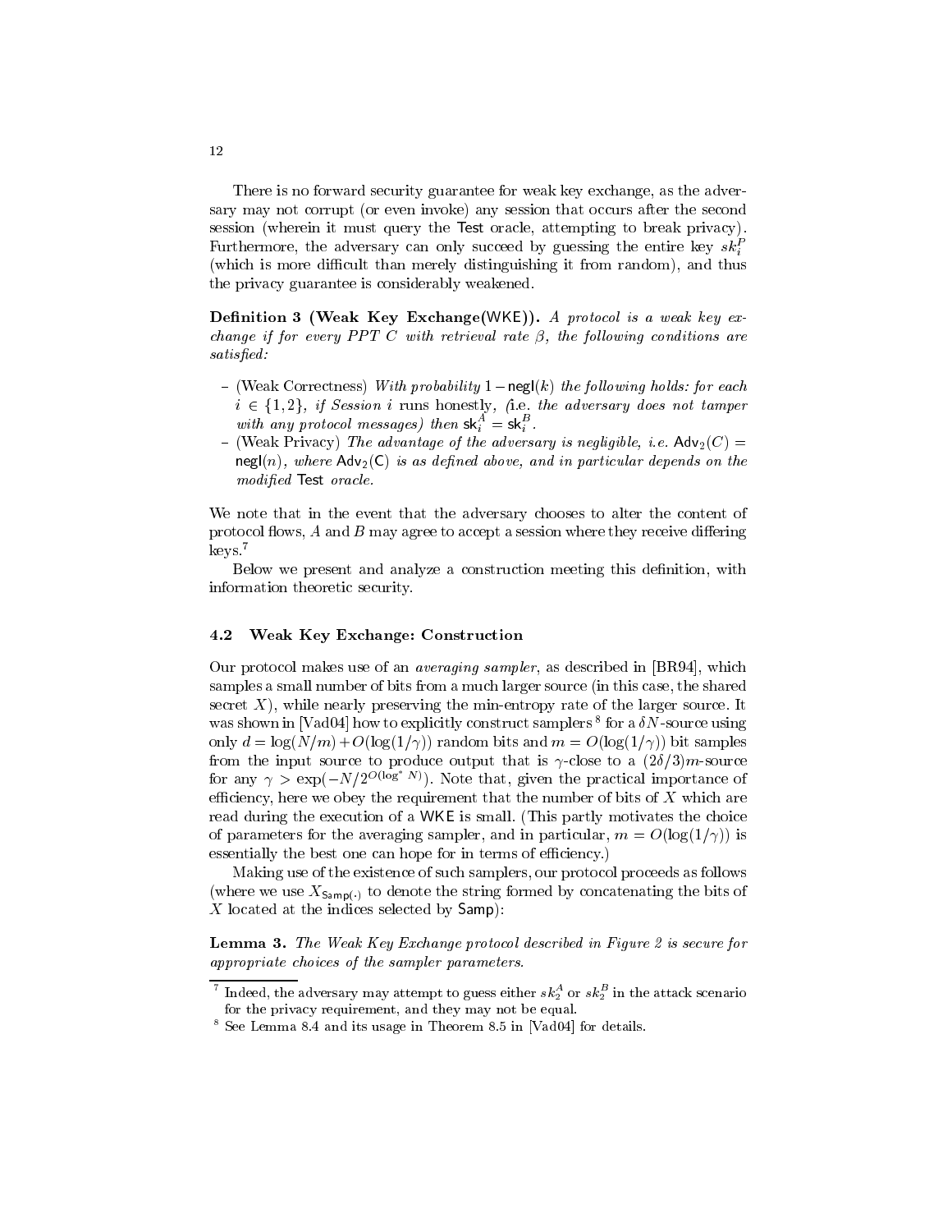There is no forward security guarantee for weak key exchange, as the adversary may not corrupt (or even invoke) any session that occurs after the second session (wherein it must query the Test oracle, attempting to break privacy). Furthermore, the adversary can only succeed by guessing the entire key $sk_i^P$ (which is more difficult than merely distinguishing it from random), and thus the privacy guarantee is considerably weakened.

**Definition 3 (Weak Key Exchange(WKE)).** *A protocol is a weak key exchange if for every PPT $C$ with retrieval rate $\beta$, the following conditions are satisfied:*

- (Weak Correctness) *With probability $1-\mathsf{negl}(k)$ the following holds: for each $i \in \{1,2\}$, if Session $i$ runs honestly, (i.e. the adversary does not tamper with any protocol messages) then $\mathsf{sk}_i^A = \mathsf{sk}_i^B$.*
- (Weak Privacy) *The advantage of the adversary is negligible, i.e. $\mathsf{Adv}_2(C) = \mathsf{negl}(n)$, where $\mathsf{Adv}_2(\mathsf{C})$ is as defined above, and in particular depends on the modified* Test *oracle.*

We note that in the event that the adversary chooses to alter the content of protocol flows, $A$ and $B$ may agree to accept a session where they receive differing keys.[7]

Below we present and analyze a construction meeting this definition, with information theoretic security.

### 4.2 Weak Key Exchange: Construction

Our protocol makes use of an *averaging sampler*, as described in [BR94], which samples a small number of bits from a much larger source (in this case, the shared secret $X$), while nearly preserving the min-entropy rate of the larger source. It was shown in [Vad04] how to explicitly construct samplers[8] for a $\delta N$-source using only $d = \log(N/m) + O(\log(1/\gamma))$ random bits and $m = O(\log(1/\gamma))$ bit samples from the input source to produce output that is $\gamma$-close to a $(2\delta/3)m$-source for any $\gamma > \exp(-N/2^{O(\log^* N)})$. Note that, given the practical importance of efficiency, here we obey the requirement that the number of bits of $X$ which are read during the execution of a WKE is small. (This partly motivates the choice of parameters for the averaging sampler, and in particular, $m = O(\log(1/\gamma))$ is essentially the best one can hope for in terms of efficiency.)

Making use of the existence of such samplers, our protocol proceeds as follows (where we use $X_{\mathsf{Samp}(\cdot)}$ to denote the string formed by concatenating the bits of $X$ located at the indices selected by Samp):

**Lemma 3.** *The Weak Key Exchange protocol described in Figure 2 is secure for appropriate choices of the sampler parameters.*

---

[7] Indeed, the adversary may attempt to guess either $sk_2^A$ or $sk_2^B$ in the attack scenario for the privacy requirement, and they may not be equal.

[8] See Lemma 8.4 and its usage in Theorem 8.5 in [Vad04] for details.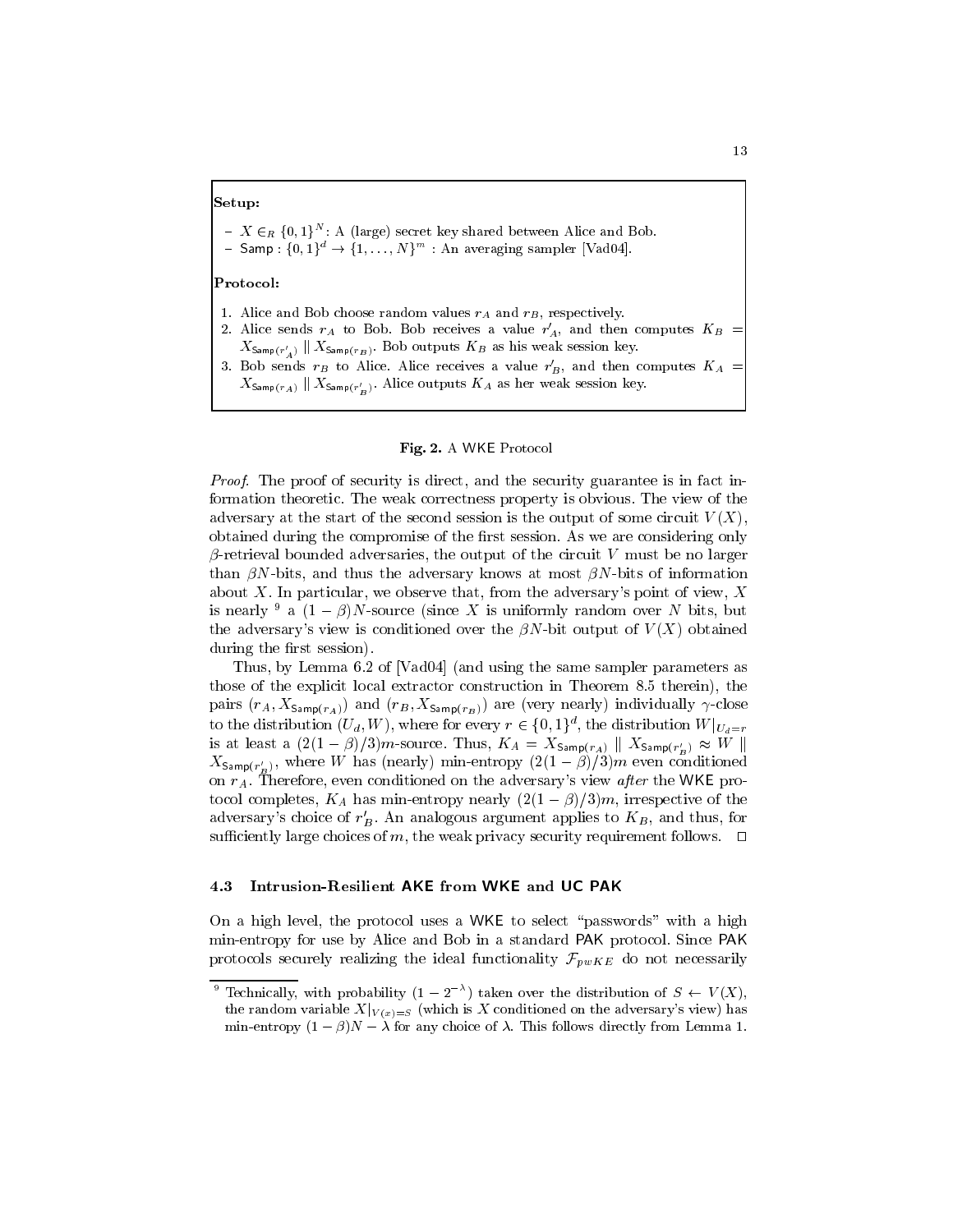**Setup:**

- $X \in_R \{0,1\}^N$: A (large) secret key shared between Alice and Bob.
- $\mathsf{Samp} : \{0,1\}^d \rightarrow \{1, \ldots, N\}^m$ : An averaging sampler [Vad04].

**Protocol:**

1. Alice and Bob choose random values $r_A$ and $r_B$, respectively.
2. Alice sends $r_A$ to Bob. Bob receives a value $r'_A$, and then computes $K_B = X_{\mathsf{Samp}(r'_A)} \| X_{\mathsf{Samp}(r_B)}$. Bob outputs $K_B$ as his weak session key.
3. Bob sends $r_B$ to Alice. Alice receives a value $r'_B$, and then computes $K_A = X_{\mathsf{Samp}(r_A)} \| X_{\mathsf{Samp}(r'_B)}$. Alice outputs $K_A$ as her weak session key.

**Fig. 2.** A WKE Protocol

*Proof.* The proof of security is direct, and the security guarantee is in fact information theoretic. The weak correctness property is obvious. The view of the adversary at the start of the second session is the output of some circuit $V(X)$, obtained during the compromise of the first session. As we are considering only $\beta$-retrieval bounded adversaries, the output of the circuit $V$ must be no larger than $\beta N$-bits, and thus the adversary knows at most $\beta N$-bits of information about $X$. In particular, we observe that, from the adversary's point of view, $X$ is nearly [9] a $(1-\beta)N$-source (since $X$ is uniformly random over $N$ bits, but the adversary's view is conditioned over the $\beta N$-bit output of $V(X)$ obtained during the first session).

Thus, by Lemma 6.2 of [Vad04] (and using the same sampler parameters as those of the explicit local extractor construction in Theorem 8.5 therein), the pairs $(r_A, X_{\mathsf{Samp}(r_A)})$ and $(r_B, X_{\mathsf{Samp}(r_B)})$ are (very nearly) individually $\gamma$-close to the distribution $(U_d, W)$, where for every $r \in \{0,1\}^d$, the distribution $W|_{U_d=r}$ is at least a $(2(1-\beta)/3)m$-source. Thus, $K_A = X_{\mathsf{Samp}(r_A)} \| X_{\mathsf{Samp}(r'_B)} \approx W \| X_{\mathsf{Samp}(r'_B)}$, where $W$ has (nearly) min-entropy $(2(1-\beta)/3)m$ even conditioned on $r_A$. Therefore, even conditioned on the adversary's view *after* the WKE protocol completes, $K_A$ has min-entropy nearly $(2(1-\beta)/3)m$, irrespective of the adversary's choice of $r'_B$. An analogous argument applies to $K_B$, and thus, for sufficiently large choices of $m$, the weak privacy security requirement follows. $\square$

### 4.3 Intrusion-Resilient AKE from WKE and UC PAK

On a high level, the protocol uses a WKE to select "passwords" with a high min-entropy for use by Alice and Bob in a standard PAK protocol. Since PAK protocols securely realizing the ideal functionality $\mathcal{F}_{pwKE}$ do not necessarily

[9] Technically, with probability $(1-2^{-\lambda})$ taken over the distribution of $S \leftarrow V(X)$, the random variable $X|_{V(x)=S}$ (which is $X$ conditioned on the adversary's view) has min-entropy $(1-\beta)N - \lambda$ for any choice of $\lambda$. This follows directly from Lemma 1.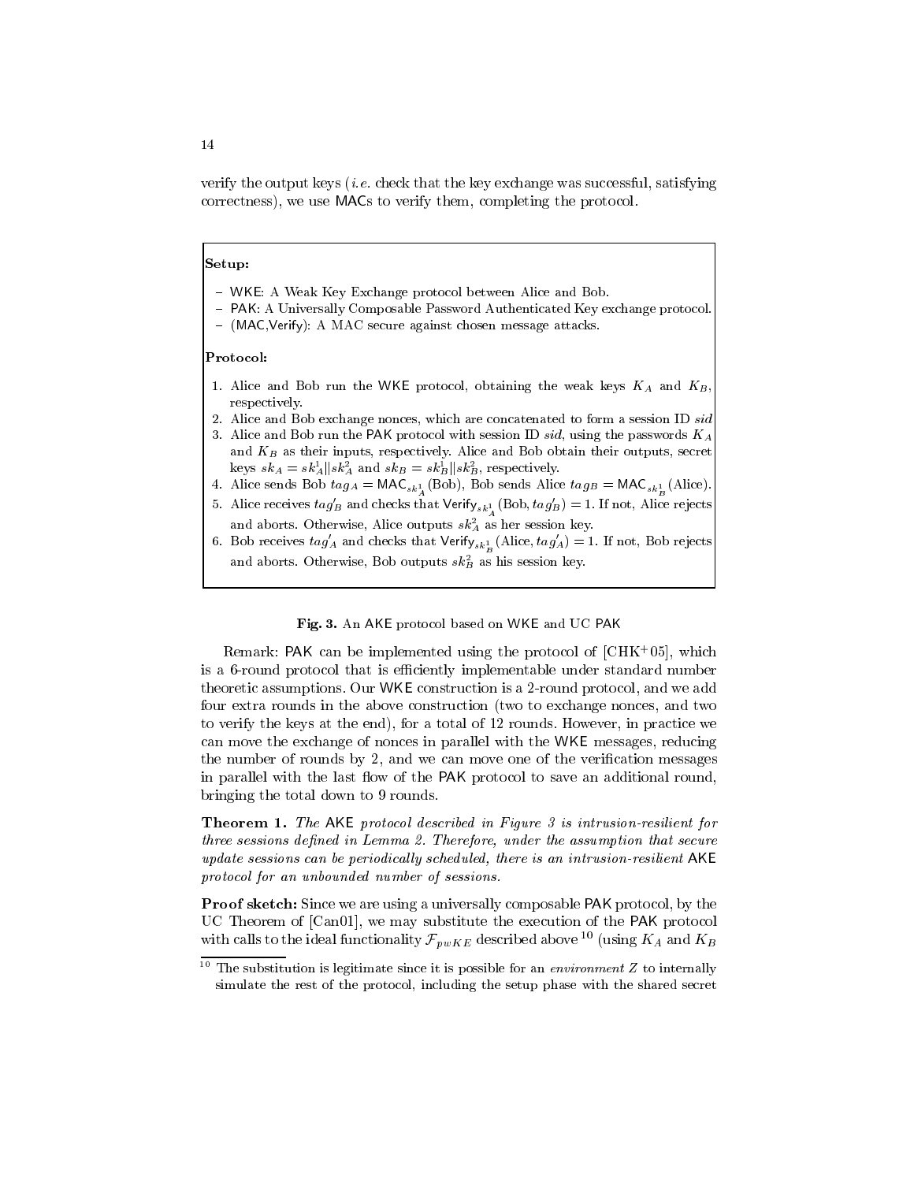verify the output keys (*i.e.* check that the key exchange was successful, satisfying correctness), we use MACs to verify them, completing the protocol.

**Setup:**

- WKE: A Weak Key Exchange protocol between Alice and Bob.
- PAK: A Universally Composable Password Authenticated Key exchange protocol.
- (MAC,Verify): A MAC secure against chosen message attacks.

**Protocol:**

1. Alice and Bob run the WKE protocol, obtaining the weak keys $K_A$ and $K_B$, respectively.
2. Alice and Bob exchange nonces, which are concatenated to form a session ID $sid$
3. Alice and Bob run the PAK protocol with session ID $sid$, using the passwords $K_A$ and $K_B$ as their inputs, respectively. Alice and Bob obtain their outputs, secret keys $sk_A = sk_A^1 \| sk_A^2$ and $sk_B = sk_B^1 \| sk_B^2$, respectively.
4. Alice sends Bob $tag_A = \mathsf{MAC}_{sk_A^1}(\text{Bob})$, Bob sends Alice $tag_B = \mathsf{MAC}_{sk_B^1}(\text{Alice})$.
5. Alice receives $tag'_B$ and checks that $\mathsf{Verify}_{sk_A^1}(\text{Bob}, tag'_B) = 1$. If not, Alice rejects and aborts. Otherwise, Alice outputs $sk_A^2$ as her session key.
6. Bob receives $tag'_A$ and checks that $\mathsf{Verify}_{sk_B^1}(\text{Alice}, tag'_A) = 1$. If not, Bob rejects and aborts. Otherwise, Bob outputs $sk_B^2$ as his session key.

**Fig. 3.** An AKE protocol based on WKE and UC PAK

Remark: PAK can be implemented using the protocol of [CHK+05], which is a 6-round protocol that is efficiently implementable under standard number theoretic assumptions. Our WKE construction is a 2-round protocol, and we add four extra rounds in the above construction (two to exchange nonces, and two to verify the keys at the end), for a total of 12 rounds. However, in practice we can move the exchange of nonces in parallel with the WKE messages, reducing the number of rounds by 2, and we can move one of the verification messages in parallel with the last flow of the PAK protocol to save an additional round, bringing the total down to 9 rounds.

**Theorem 1.** *The* AKE *protocol described in Figure 3 is intrusion-resilient for three sessions defined in Lemma 2. Therefore, under the assumption that secure update sessions can be periodically scheduled, there is an intrusion-resilient* AKE *protocol for an unbounded number of sessions.*

**Proof sketch:** Since we are using a universally composable PAK protocol, by the UC Theorem of [Can01], we may substitute the execution of the PAK protocol with calls to the ideal functionality $\mathcal{F}_{pwKE}$ described above[10] (using $K_A$ and $K_B$

[10] The substitution is legitimate since it is possible for an *environment* $Z$ to internally simulate the rest of the protocol, including the setup phase with the shared secret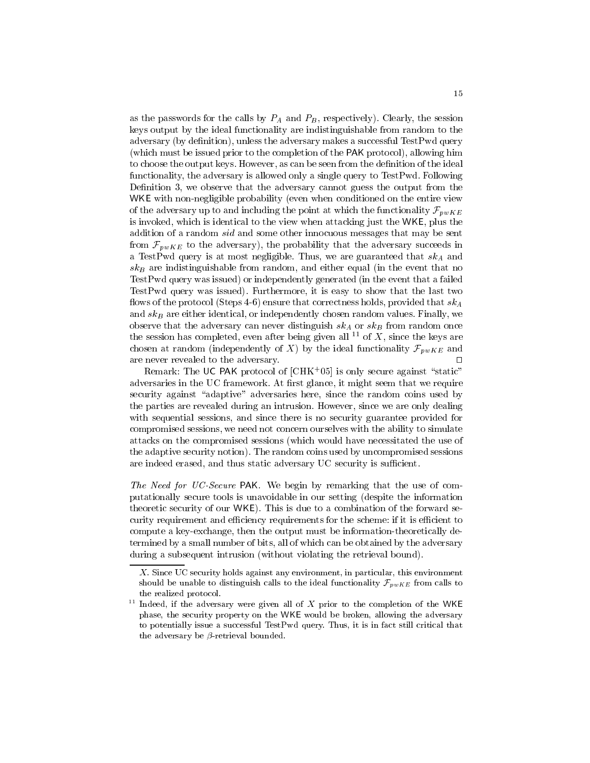as the passwords for the calls by $P_A$ and $P_B$, respectively). Clearly, the session keys output by the ideal functionality are indistinguishable from random to the adversary (by definition), unless the adversary makes a successful TestPwd query (which must be issued prior to the completion of the PAK protocol), allowing him to choose the output keys. However, as can be seen from the definition of the ideal functionality, the adversary is allowed only a single query to TestPwd. Following Definition 3, we observe that the adversary cannot guess the output from the WKE with non-negligible probability (even when conditioned on the entire view of the adversary up to and including the point at which the functionality $\mathcal{F}_{pwKE}$ is invoked, which is identical to the view when attacking just the WKE, plus the addition of a random *sid* and some other innocuous messages that may be sent from $\mathcal{F}_{pwKE}$ to the adversary), the probability that the adversary succeeds in a TestPwd query is at most negligible. Thus, we are guaranteed that $sk_A$ and $sk_B$ are indistinguishable from random, and either equal (in the event that no TestPwd query was issued) or independently generated (in the event that a failed TestPwd query was issued). Furthermore, it is easy to show that the last two flows of the protocol (Steps 4-6) ensure that correctness holds, provided that $sk_A$ and $sk_B$ are either identical, or independently chosen random values. Finally, we observe that the adversary can never distinguish $sk_A$ or $sk_B$ from random once the session has completed, even after being given all [11] of $X$, since the keys are chosen at random (independently of $X$) by the ideal functionality $\mathcal{F}_{pwKE}$ and are never revealed to the adversary. □

Remark: The UC PAK protocol of [CHK+05] is only secure against "static" adversaries in the UC framework. At first glance, it might seem that we require security against "adaptive" adversaries here, since the random coins used by the parties are revealed during an intrusion. However, since we are only dealing with sequential sessions, and since there is no security guarantee provided for compromised sessions, we need not concern ourselves with the ability to simulate attacks on the compromised sessions (which would have necessitated the use of the adaptive security notion). The random coins used by uncompromised sessions are indeed erased, and thus static adversary UC security is sufficient.

*The Need for UC-Secure* PAK. We begin by remarking that the use of computationally secure tools is unavoidable in our setting (despite the information theoretic security of our WKE). This is due to a combination of the forward security requirement and efficiency requirements for the scheme: if it is efficient to compute a key-exchange, then the output must be information-theoretically determined by a small number of bits, all of which can be obtained by the adversary during a subsequent intrusion (without violating the retrieval bound).

---

$X$. Since UC security holds against any environment, in particular, this environment should be unable to distinguish calls to the ideal functionality $\mathcal{F}_{pwKE}$ from calls to the realized protocol.

[11] Indeed, if the adversary were given all of $X$ prior to the completion of the WKE phase, the security property on the WKE would be broken, allowing the adversary to potentially issue a successful TestPwd query. Thus, it is in fact still critical that the adversary be $\beta$-retrieval bounded.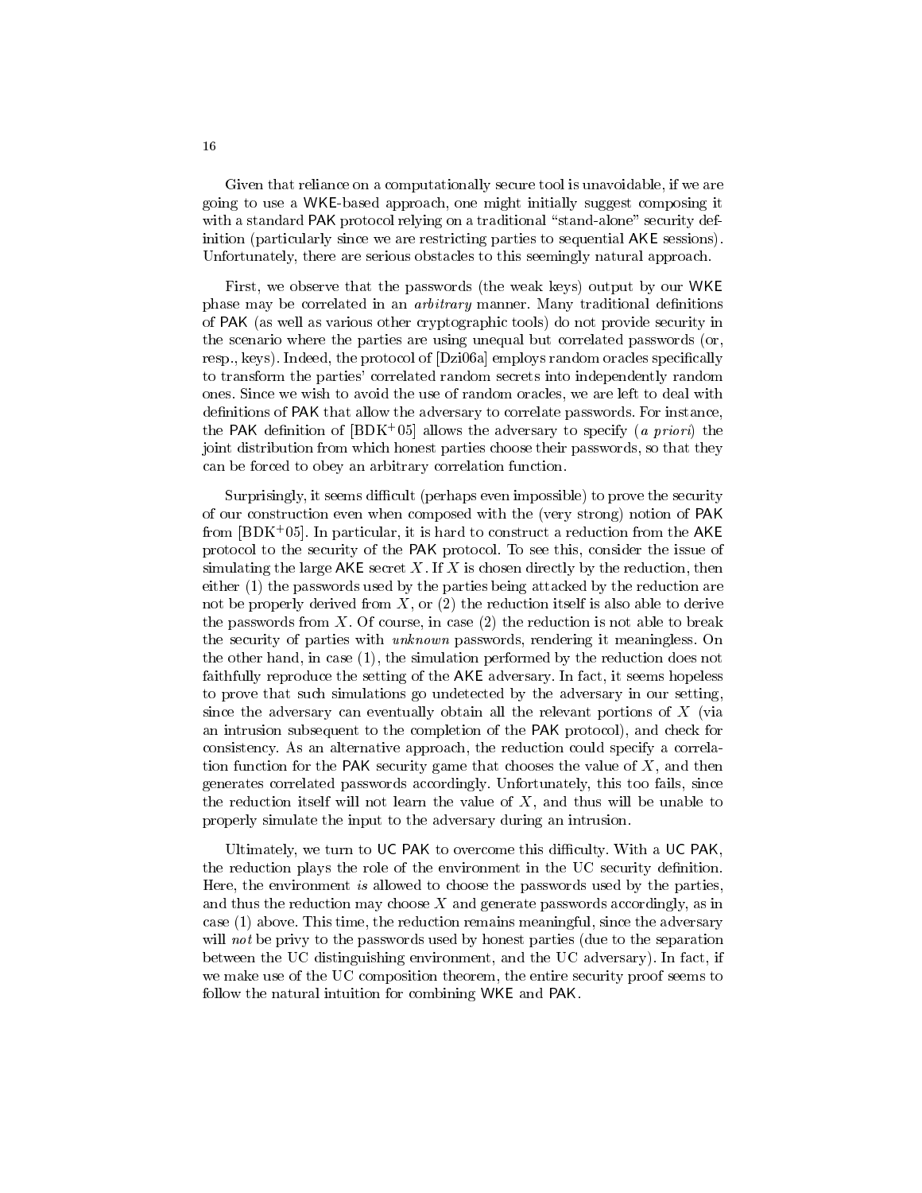Given that reliance on a computationally secure tool is unavoidable, if we are going to use a WKE-based approach, one might initially suggest composing it with a standard PAK protocol relying on a traditional "stand-alone" security definition (particularly since we are restricting parties to sequential AKE sessions). Unfortunately, there are serious obstacles to this seemingly natural approach.

First, we observe that the passwords (the weak keys) output by our WKE phase may be correlated in an *arbitrary* manner. Many traditional definitions of PAK (as well as various other cryptographic tools) do not provide security in the scenario where the parties are using unequal but correlated passwords (or, resp., keys). Indeed, the protocol of [Dzi06a] employs random oracles specifically to transform the parties' correlated random secrets into independently random ones. Since we wish to avoid the use of random oracles, we are left to deal with definitions of PAK that allow the adversary to correlate passwords. For instance, the PAK definition of [BDK+05] allows the adversary to specify (*a priori*) the joint distribution from which honest parties choose their passwords, so that they can be forced to obey an arbitrary correlation function.

Surprisingly, it seems difficult (perhaps even impossible) to prove the security of our construction even when composed with the (very strong) notion of PAK from [BDK+05]. In particular, it is hard to construct a reduction from the AKE protocol to the security of the PAK protocol. To see this, consider the issue of simulating the large AKE secret $X$. If $X$ is chosen directly by the reduction, then either (1) the passwords used by the parties being attacked by the reduction are not be properly derived from $X$, or (2) the reduction itself is also able to derive the passwords from $X$. Of course, in case (2) the reduction is not able to break the security of parties with *unknown* passwords, rendering it meaningless. On the other hand, in case (1), the simulation performed by the reduction does not faithfully reproduce the setting of the AKE adversary. In fact, it seems hopeless to prove that such simulations go undetected by the adversary in our setting, since the adversary can eventually obtain all the relevant portions of $X$ (via an intrusion subsequent to the completion of the PAK protocol), and check for consistency. As an alternative approach, the reduction could specify a correlation function for the PAK security game that chooses the value of $X$, and then generates correlated passwords accordingly. Unfortunately, this too fails, since the reduction itself will not learn the value of $X$, and thus will be unable to properly simulate the input to the adversary during an intrusion.

Ultimately, we turn to UC PAK to overcome this difficulty. With a UC PAK, the reduction plays the role of the environment in the UC security definition. Here, the environment *is* allowed to choose the passwords used by the parties, and thus the reduction may choose $X$ and generate passwords accordingly, as in case (1) above. This time, the reduction remains meaningful, since the adversary will *not* be privy to the passwords used by honest parties (due to the separation between the UC distinguishing environment, and the UC adversary). In fact, if we make use of the UC composition theorem, the entire security proof seems to follow the natural intuition for combining WKE and PAK.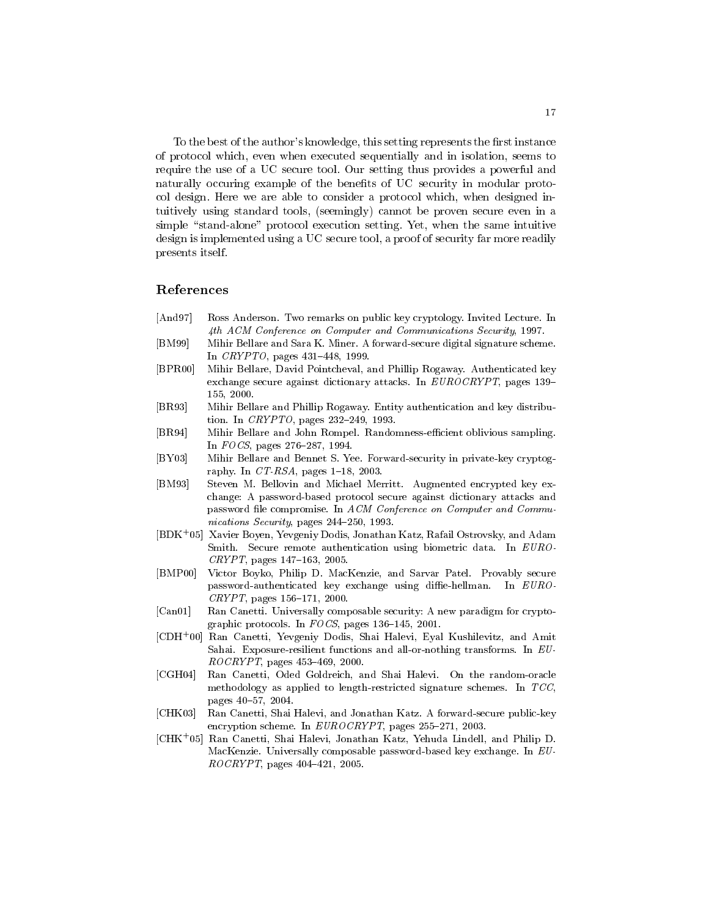To the best of the author's knowledge, this setting represents the first instance of protocol which, even when executed sequentially and in isolation, seems to require the use of a UC secure tool. Our setting thus provides a powerful and naturally occuring example of the benefits of UC security in modular protocol design. Here we are able to consider a protocol which, when designed intuitively using standard tools, (seemingly) cannot be proven secure even in a simple "stand-alone" protocol execution setting. Yet, when the same intuitive design is implemented using a UC secure tool, a proof of security far more readily presents itself.

## References

- [And97] Ross Anderson. Two remarks on public key cryptology. Invited Lecture. In *4th ACM Conference on Computer and Communications Security*, 1997.
- [BM99] Mihir Bellare and Sara K. Miner. A forward-secure digital signature scheme. In *CRYPTO*, pages 431–448, 1999.
- [BPR00] Mihir Bellare, David Pointcheval, and Phillip Rogaway. Authenticated key exchange secure against dictionary attacks. In *EUROCRYPT*, pages 139–155, 2000.
- [BR93] Mihir Bellare and Phillip Rogaway. Entity authentication and key distribution. In *CRYPTO*, pages 232–249, 1993.
- [BR94] Mihir Bellare and John Rompel. Randomness-efficient oblivious sampling. In *FOCS*, pages 276–287, 1994.
- [BY03] Mihir Bellare and Bennet S. Yee. Forward-security in private-key cryptography. In *CT-RSA*, pages 1–18, 2003.
- [BM93] Steven M. Bellovin and Michael Merritt. Augmented encrypted key exchange: A password-based protocol secure against dictionary attacks and password file compromise. In *ACM Conference on Computer and Communications Security*, pages 244–250, 1993.
- [BDK+05] Xavier Boyen, Yevgeniy Dodis, Jonathan Katz, Rafail Ostrovsky, and Adam Smith. Secure remote authentication using biometric data. In *EUROCRYPT*, pages 147–163, 2005.
- [BMP00] Victor Boyko, Philip D. MacKenzie, and Sarvar Patel. Provably secure password-authenticated key exchange using diffie-hellman. In *EUROCRYPT*, pages 156–171, 2000.
- [Can01] Ran Canetti. Universally composable security: A new paradigm for cryptographic protocols. In *FOCS*, pages 136–145, 2001.
- [CDH+00] Ran Canetti, Yevgeniy Dodis, Shai Halevi, Eyal Kushilevitz, and Amit Sahai. Exposure-resilient functions and all-or-nothing transforms. In *EUROCRYPT*, pages 453–469, 2000.
- [CGH04] Ran Canetti, Oded Goldreich, and Shai Halevi. On the random-oracle methodology as applied to length-restricted signature schemes. In *TCC*, pages 40–57, 2004.
- [CHK03] Ran Canetti, Shai Halevi, and Jonathan Katz. A forward-secure public-key encryption scheme. In *EUROCRYPT*, pages 255–271, 2003.
- [CHK+05] Ran Canetti, Shai Halevi, Jonathan Katz, Yehuda Lindell, and Philip D. MacKenzie. Universally composable password-based key exchange. In *EUROCRYPT*, pages 404–421, 2005.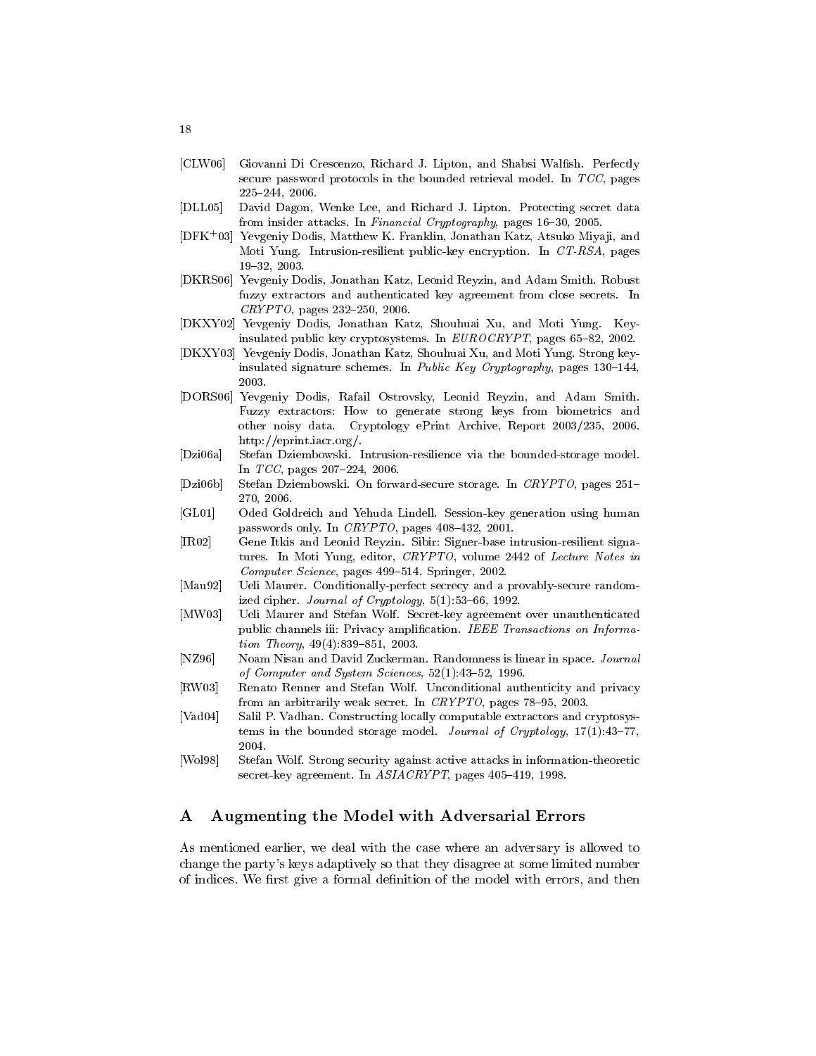[CLW06] Giovanni Di Crescenzo, Richard J. Lipton, and Shabsi Walfish. Perfectly secure password protocols in the bounded retrieval model. In *TCC*, pages 225–244, 2006.

[DLL05] David Dagon, Wenke Lee, and Richard J. Lipton. Protecting secret data from insider attacks. In *Financial Cryptography*, pages 16–30, 2005.

[DFK+03] Yevgeniy Dodis, Matthew K. Franklin, Jonathan Katz, Atsuko Miyaji, and Moti Yung. Intrusion-resilient public-key encryption. In *CT-RSA*, pages 19–32, 2003.

[DKRS06] Yevgeniy Dodis, Jonathan Katz, Leonid Reyzin, and Adam Smith. Robust fuzzy extractors and authenticated key agreement from close secrets. In *CRYPTO*, pages 232–250, 2006.

[DKXY02] Yevgeniy Dodis, Jonathan Katz, Shouhuai Xu, and Moti Yung. Key-insulated public key cryptosystems. In *EUROCRYPT*, pages 65–82, 2002.

[DKXY03] Yevgeniy Dodis, Jonathan Katz, Shouhuai Xu, and Moti Yung. Strong key-insulated signature schemes. In *Public Key Cryptography*, pages 130–144, 2003.

[DORS06] Yevgeniy Dodis, Rafail Ostrovsky, Leonid Reyzin, and Adam Smith. Fuzzy extractors: How to generate strong keys from biometrics and other noisy data. Cryptology ePrint Archive, Report 2003/235, 2006. http://eprint.iacr.org/.

[Dzi06a] Stefan Dziembowski. Intrusion-resilience via the bounded-storage model. In *TCC*, pages 207–224, 2006.

[Dzi06b] Stefan Dziembowski. On forward-secure storage. In *CRYPTO*, pages 251–270, 2006.

[GL01] Oded Goldreich and Yehuda Lindell. Session-key generation using human passwords only. In *CRYPTO*, pages 408–432, 2001.

[IR02] Gene Itkis and Leonid Reyzin. Sibir: Signer-base intrusion-resilient signatures. In Moti Yung, editor, *CRYPTO*, volume 2442 of *Lecture Notes in Computer Science*, pages 499–514. Springer, 2002.

[Mau92] Ueli Maurer. Conditionally-perfect secrecy and a provably-secure randomized cipher. *Journal of Cryptology*, 5(1):53–66, 1992.

[MW03] Ueli Maurer and Stefan Wolf. Secret-key agreement over unauthenticated public channels iii: Privacy amplification. *IEEE Transactions on Information Theory*, 49(4):839–851, 2003.

[NZ96] Noam Nisan and David Zuckerman. Randomness is linear in space. *Journal of Computer and System Sciences*, 52(1):43–52, 1996.

[RW03] Renato Renner and Stefan Wolf. Unconditional authenticity and privacy from an arbitrarily weak secret. In *CRYPTO*, pages 78–95, 2003.

[Vad04] Salil P. Vadhan. Constructing locally computable extractors and cryptosystems in the bounded storage model. *Journal of Cryptology*, 17(1):43–77, 2004.

[Wol98] Stefan Wolf. Strong security against active attacks in information-theoretic secret-key agreement. In *ASIACRYPT*, pages 405–419, 1998.

# A Augmenting the Model with Adversarial Errors

As mentioned earlier, we deal with the case where an adversary is allowed to change the party's keys adaptively so that they disagree at some limited number of indices. We first give a formal definition of the model with errors, and then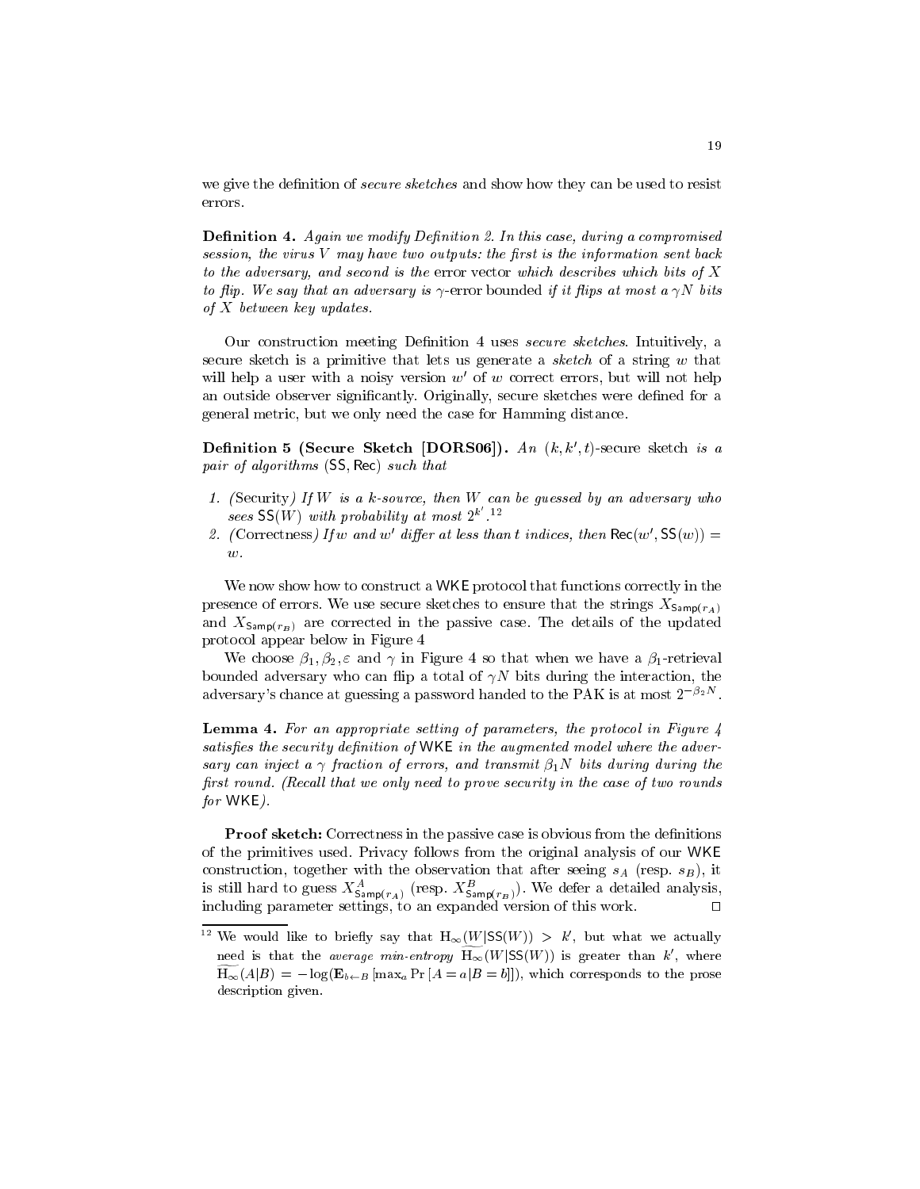we give the definition of *secure sketches* and show how they can be used to resist errors.

**Definition 4.** *Again we modify Definition 2. In this case, during a compromised session, the virus $V$ may have two outputs: the first is the information sent back to the adversary, and second is the* error vector *which describes which bits of $X$ to flip. We say that an adversary is $\gamma$-*error bounded *if it flips at most a $\gamma N$ bits of $X$ between key updates.*

Our construction meeting Definition 4 uses *secure sketches*. Intuitively, a secure sketch is a primitive that lets us generate a *sketch* of a string $w$ that will help a user with a noisy version $w'$ of $w$ correct errors, but will not help an outside observer significantly. Originally, secure sketches were defined for a general metric, but we only need the case for Hamming distance.

**Definition 5 (Secure Sketch [DORS06]).** *An $(k, k', t)$-*secure sketch *is a pair of algorithms $(\mathsf{SS}, \mathsf{Rec})$ such that*

1. *(*Security*) If $W$ is a $k$-source, then $W$ can be guessed by an adversary who sees $\mathsf{SS}(W)$ with probability at most $2^{k'}$.*[12]
2. *(*Correctness*) If $w$ and $w'$ differ at less than $t$ indices, then $\mathsf{Rec}(w', \mathsf{SS}(w)) = w$.*

We now show how to construct a $\mathsf{WKE}$ protocol that functions correctly in the presence of errors. We use secure sketches to ensure that the strings $X_{\mathsf{Samp}(r_A)}$ and $X_{\mathsf{Samp}(r_B)}$ are corrected in the passive case. The details of the updated protocol appear below in Figure 4

We choose $\beta_1, \beta_2, \varepsilon$ and $\gamma$ in Figure 4 so that when we have a $\beta_1$-retrieval bounded adversary who can flip a total of $\gamma N$ bits during the interaction, the adversary's chance at guessing a password handed to the PAK is at most $2^{-\beta_2 N}$.

**Lemma 4.** *For an appropriate setting of parameters, the protocol in Figure 4 satisfies the security definition of $\mathsf{WKE}$ in the augmented model where the adversary can inject a $\gamma$ fraction of errors, and transmit $\beta_1 N$ bits during during the first round. (Recall that we only need to prove security in the case of two rounds for $\mathsf{WKE}$).*

**Proof sketch:** Correctness in the passive case is obvious from the definitions of the primitives used. Privacy follows from the original analysis of our $\mathsf{WKE}$ construction, together with the observation that after seeing $s_A$ (resp. $s_B$), it is still hard to guess $X^A_{\mathsf{Samp}(r_A)}$ (resp. $X^B_{\mathsf{Samp}(r_B)}$). We defer a detailed analysis, including parameter settings, to an expanded version of this work. $\square$

[12] We would like to briefly say that $\mathrm{H}_\infty(W|\mathsf{SS}(W)) > k'$, but what we actually need is that the *average min-entropy* $\widetilde{\mathrm{H}_\infty}(W|\mathsf{SS}(W))$ is greater than $k'$, where $\widetilde{\mathrm{H}_\infty}(A|B) = -\log(\mathbf{E}_{b \leftarrow B}[\max_a \Pr[A = a|B = b]])$, which corresponds to the prose description given.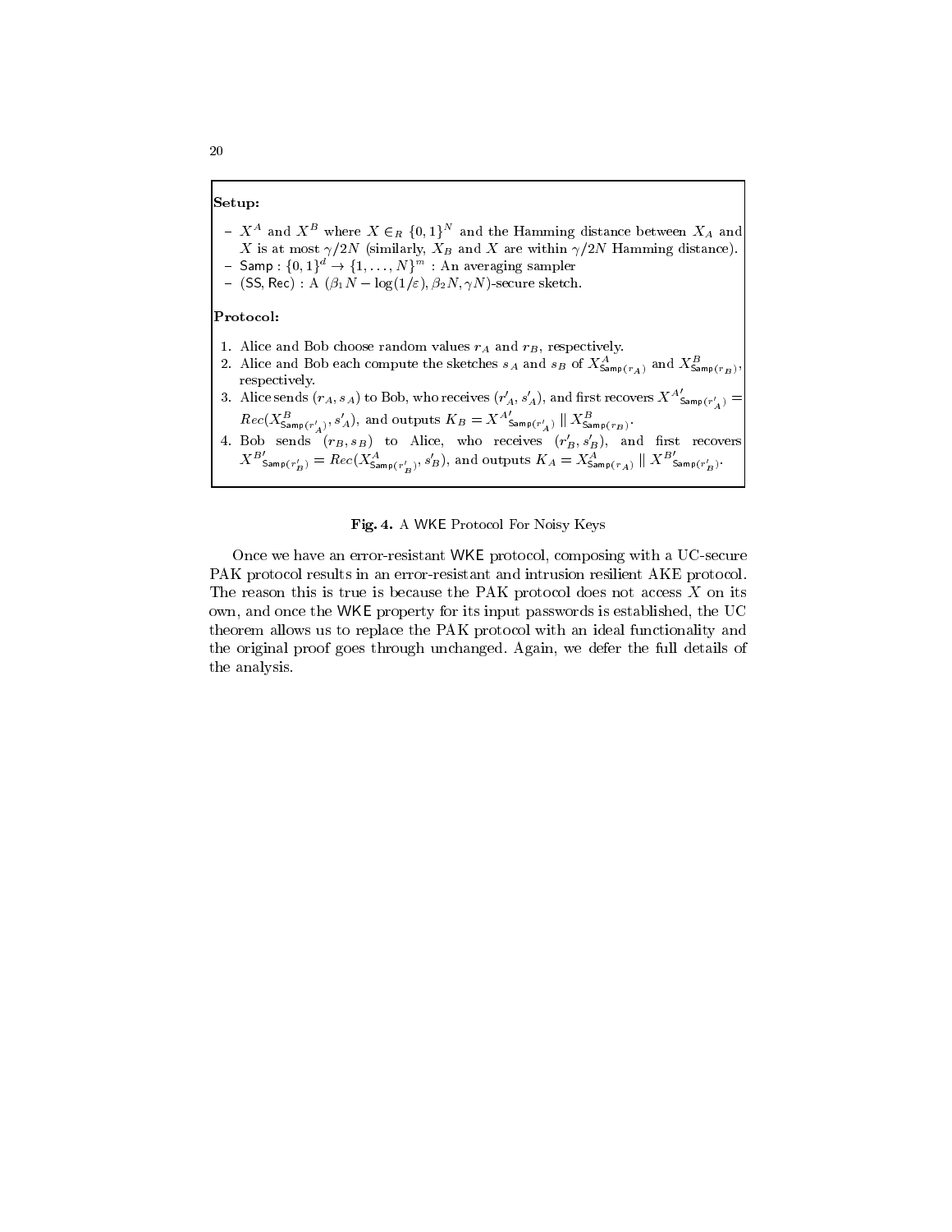**Setup:**

- $X^A$ and $X^B$ where $X \in_R \{0,1\}^N$ and the Hamming distance between $X_A$ and $X$ is at most $\gamma/2N$ (similarly, $X_B$ and $X$ are within $\gamma/2N$ Hamming distance).
- $\mathsf{Samp} : \{0,1\}^d \to \{1, \ldots, N\}^m$ : An averaging sampler
- $(\mathsf{SS}, \mathsf{Rec})$ : A $(\beta_1 N - \log(1/\varepsilon), \beta_2 N, \gamma N)$-secure sketch.

**Protocol:**

1. Alice and Bob choose random values $r_A$ and $r_B$, respectively.
2. Alice and Bob each compute the sketches $s_A$ and $s_B$ of $X^A_{\mathsf{Samp}(r_A)}$ and $X^B_{\mathsf{Samp}(r_B)}$, respectively.
3. Alice sends $(r_A, s_A)$ to Bob, who receives $(r'_A, s'_A)$, and first recovers ${X^A}'_{\mathsf{Samp}(r'_A)} = Rec(X^B_{\mathsf{Samp}(r'_A)}, s'_A)$, and outputs $K_B = {X^A}'_{\mathsf{Samp}(r'_A)} \parallel X^B_{\mathsf{Samp}(r_B)}$.
4. Bob sends $(r_B, s_B)$ to Alice, who receives $(r'_B, s'_B)$, and first recovers ${X^B}'_{\mathsf{Samp}(r'_B)} = Rec(X^A_{\mathsf{Samp}(r'_B)}, s'_B)$, and outputs $K_A = X^A_{\mathsf{Samp}(r_A)} \parallel {X^B}'_{\mathsf{Samp}(r'_B)}$.

**Fig. 4.** A WKE Protocol For Noisy Keys

Once we have an error-resistant WKE protocol, composing with a UC-secure PAK protocol results in an error-resistant and intrusion resilient AKE protocol. The reason this is true is because the PAK protocol does not access $X$ on its own, and once the WKE property for its input passwords is established, the UC theorem allows us to replace the PAK protocol with an ideal functionality and the original proof goes through unchanged. Again, we defer the full details of the analysis.